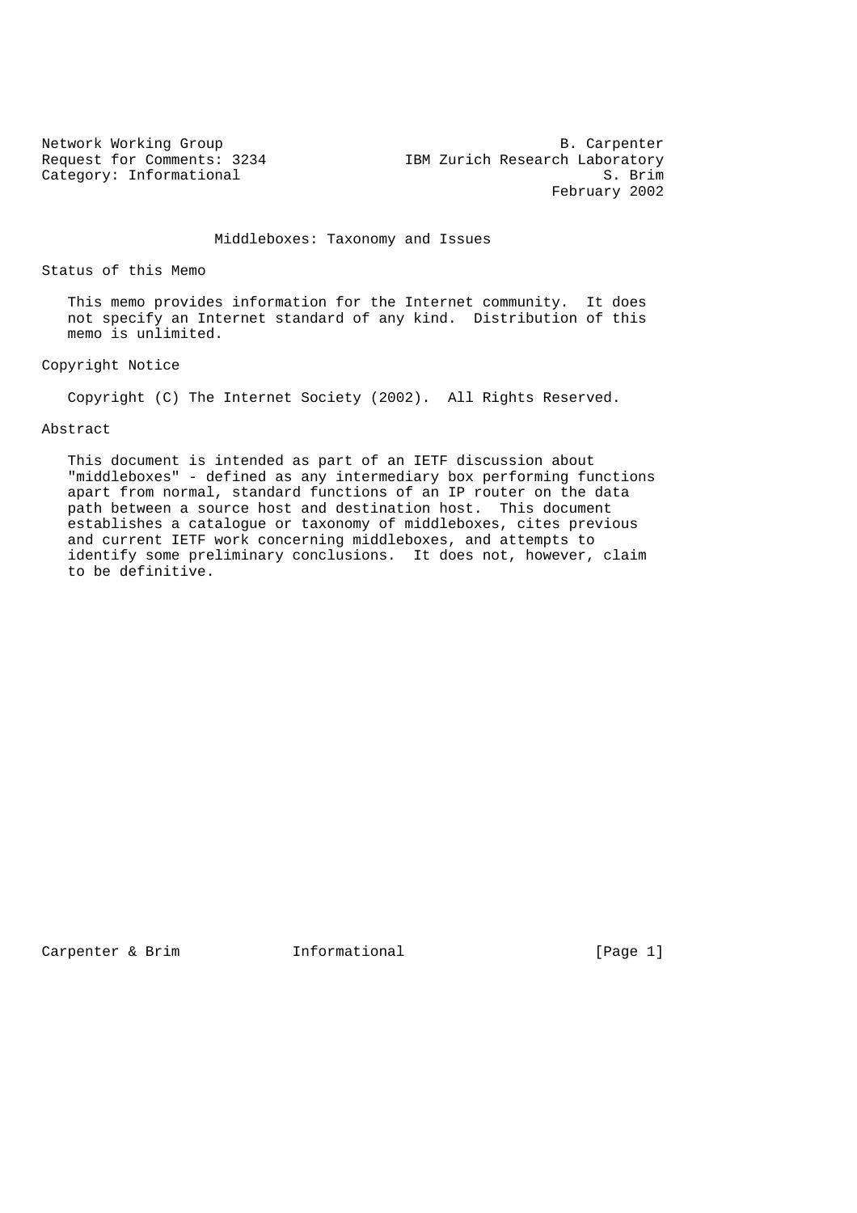Network Working Group B. Carpenter
Request for Comments: 3234 IBM Zurich Research Laboratory
Category: Informational S. Brim
February 2002

# Middleboxes: Taxonomy and Issues

## Status of this Memo

This memo provides information for the Internet community. It does not specify an Internet standard of any kind. Distribution of this memo is unlimited.

## Copyright Notice

Copyright (C) The Internet Society (2002). All Rights Reserved.

## Abstract

This document is intended as part of an IETF discussion about "middleboxes" - defined as any intermediary box performing functions apart from normal, standard functions of an IP router on the data path between a source host and destination host. This document establishes a catalogue or taxonomy of middleboxes, cites previous and current IETF work concerning middleboxes, and attempts to identify some preliminary conclusions. It does not, however, claim to be definitive.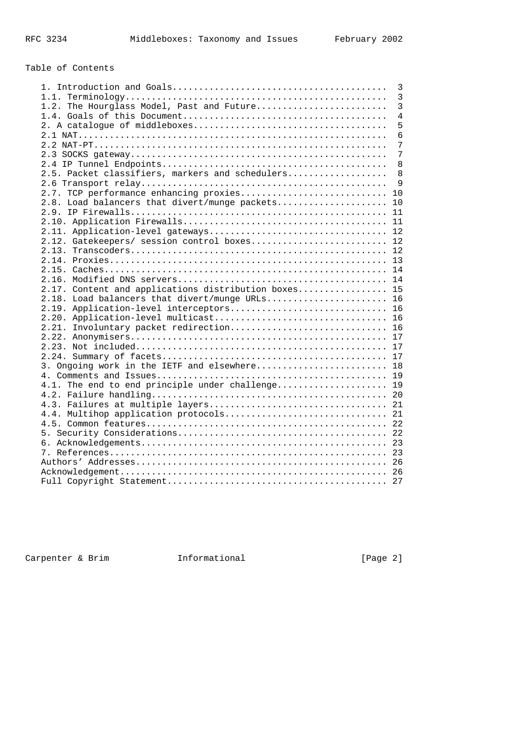Table of Contents

| Section | Page |
|---|---|
| 1. Introduction and Goals | 3 |
| 1.1. Terminology | 3 |
| 1.2. The Hourglass Model, Past and Future | 3 |
| 1.4. Goals of this Document | 4 |
| 2. A catalogue of middleboxes | 5 |
| 2.1 NAT | 6 |
| 2.2 NAT-PT | 7 |
| 2.3 SOCKS gateway | 7 |
| 2.4 IP Tunnel Endpoints | 8 |
| 2.5. Packet classifiers, markers and schedulers | 8 |
| 2.6 Transport relay | 9 |
| 2.7. TCP performance enhancing proxies | 10 |
| 2.8. Load balancers that divert/munge packets | 10 |
| 2.9. IP Firewalls | 11 |
| 2.10. Application Firewalls | 11 |
| 2.11. Application-level gateways | 12 |
| 2.12. Gatekeepers/ session control boxes | 12 |
| 2.13. Transcoders | 12 |
| 2.14. Proxies | 13 |
| 2.15. Caches | 14 |
| 2.16. Modified DNS servers | 14 |
| 2.17. Content and applications distribution boxes | 15 |
| 2.18. Load balancers that divert/munge URLs | 16 |
| 2.19. Application-level interceptors | 16 |
| 2.20. Application-level multicast | 16 |
| 2.21. Involuntary packet redirection | 16 |
| 2.22. Anonymisers | 17 |
| 2.23. Not included | 17 |
| 2.24. Summary of facets | 17 |
| 3. Ongoing work in the IETF and elsewhere | 18 |
| 4. Comments and Issues | 19 |
| 4.1. The end to end principle under challenge | 19 |
| 4.2. Failure handling | 20 |
| 4.3. Failures at multiple layers | 21 |
| 4.4. Multihop application protocols | 21 |
| 4.5. Common features | 22 |
| 5. Security Considerations | 22 |
| 6. Acknowledgements | 23 |
| 7. References | 23 |
| Authors' Addresses | 26 |
| Acknowledgement | 26 |
| Full Copyright Statement | 27 |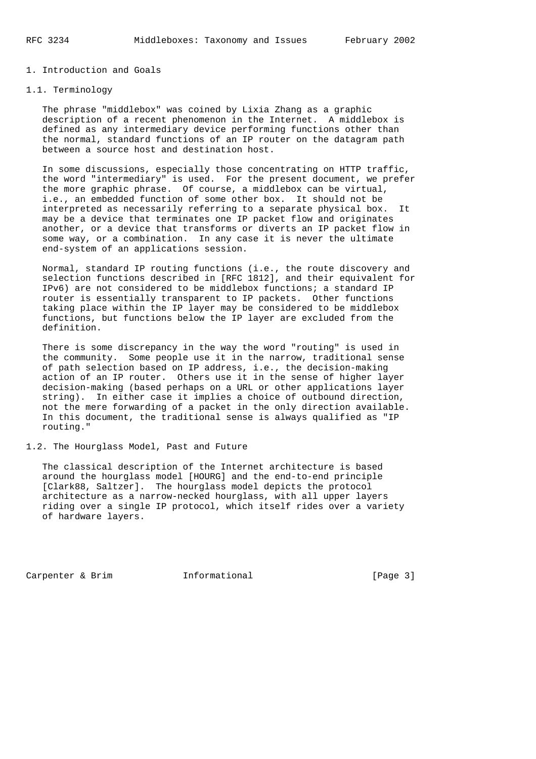# 1. Introduction and Goals

## 1.1. Terminology

The phrase "middlebox" was coined by Lixia Zhang as a graphic description of a recent phenomenon in the Internet. A middlebox is defined as any intermediary device performing functions other than the normal, standard functions of an IP router on the datagram path between a source host and destination host.

In some discussions, especially those concentrating on HTTP traffic, the word "intermediary" is used. For the present document, we prefer the more graphic phrase. Of course, a middlebox can be virtual, i.e., an embedded function of some other box. It should not be interpreted as necessarily referring to a separate physical box. It may be a device that terminates one IP packet flow and originates another, or a device that transforms or diverts an IP packet flow in some way, or a combination. In any case it is never the ultimate end-system of an applications session.

Normal, standard IP routing functions (i.e., the route discovery and selection functions described in [RFC 1812], and their equivalent for IPv6) are not considered to be middlebox functions; a standard IP router is essentially transparent to IP packets. Other functions taking place within the IP layer may be considered to be middlebox functions, but functions below the IP layer are excluded from the definition.

There is some discrepancy in the way the word "routing" is used in the community. Some people use it in the narrow, traditional sense of path selection based on IP address, i.e., the decision-making action of an IP router. Others use it in the sense of higher layer decision-making (based perhaps on a URL or other applications layer string). In either case it implies a choice of outbound direction, not the mere forwarding of a packet in the only direction available. In this document, the traditional sense is always qualified as "IP routing."

## 1.2. The Hourglass Model, Past and Future

The classical description of the Internet architecture is based around the hourglass model [HOURG] and the end-to-end principle [Clark88, Saltzer]. The hourglass model depicts the protocol architecture as a narrow-necked hourglass, with all upper layers riding over a single IP protocol, which itself rides over a variety of hardware layers.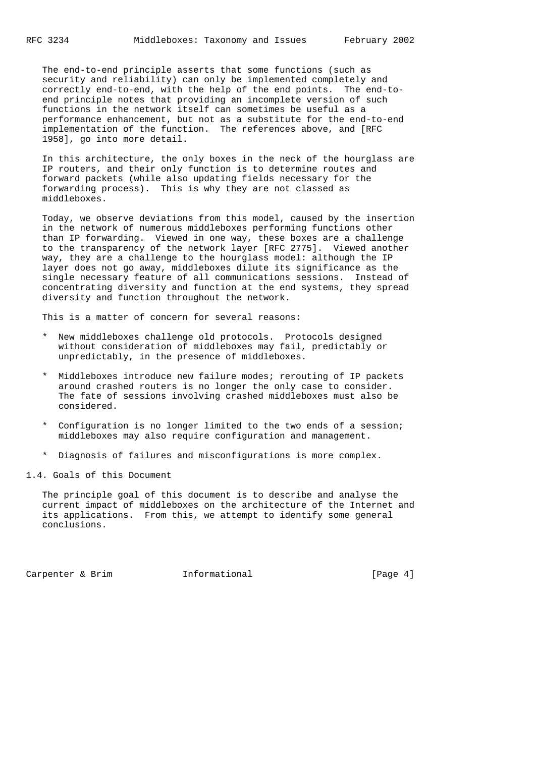The end-to-end principle asserts that some functions (such as security and reliability) can only be implemented completely and correctly end-to-end, with the help of the end points. The end-to-end principle notes that providing an incomplete version of such functions in the network itself can sometimes be useful as a performance enhancement, but not as a substitute for the end-to-end implementation of the function. The references above, and [RFC 1958], go into more detail.

In this architecture, the only boxes in the neck of the hourglass are IP routers, and their only function is to determine routes and forward packets (while also updating fields necessary for the forwarding process). This is why they are not classed as middleboxes.

Today, we observe deviations from this model, caused by the insertion in the network of numerous middleboxes performing functions other than IP forwarding. Viewed in one way, these boxes are a challenge to the transparency of the network layer [RFC 2775]. Viewed another way, they are a challenge to the hourglass model: although the IP layer does not go away, middleboxes dilute its significance as the single necessary feature of all communications sessions. Instead of concentrating diversity and function at the end systems, they spread diversity and function throughout the network.

This is a matter of concern for several reasons:

* New middleboxes challenge old protocols. Protocols designed without consideration of middleboxes may fail, predictably or unpredictably, in the presence of middleboxes.

* Middleboxes introduce new failure modes; rerouting of IP packets around crashed routers is no longer the only case to consider. The fate of sessions involving crashed middleboxes must also be considered.

* Configuration is no longer limited to the two ends of a session; middleboxes may also require configuration and management.

* Diagnosis of failures and misconfigurations is more complex.

## 1.4. Goals of this Document

The principle goal of this document is to describe and analyse the current impact of middleboxes on the architecture of the Internet and its applications. From this, we attempt to identify some general conclusions.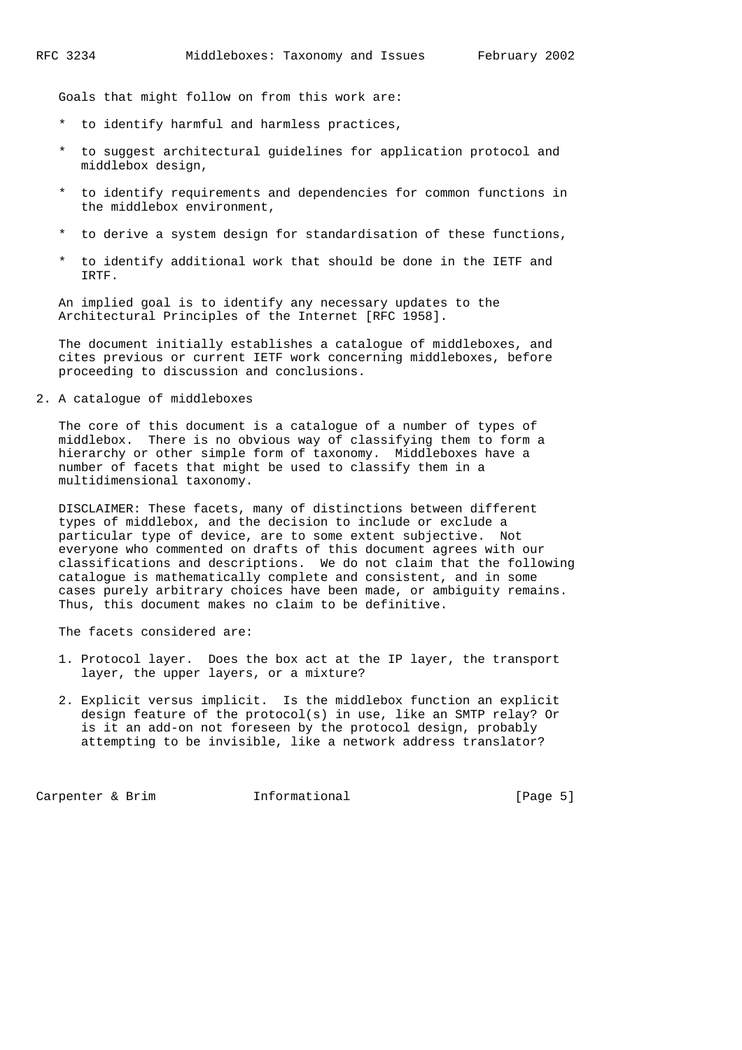Goals that might follow on from this work are:

* to identify harmful and harmless practices,
* to suggest architectural guidelines for application protocol and middlebox design,
* to identify requirements and dependencies for common functions in the middlebox environment,
* to derive a system design for standardisation of these functions,
* to identify additional work that should be done in the IETF and IRTF.

An implied goal is to identify any necessary updates to the Architectural Principles of the Internet [RFC 1958].

The document initially establishes a catalogue of middleboxes, and cites previous or current IETF work concerning middleboxes, before proceeding to discussion and conclusions.

## 2. A catalogue of middleboxes

The core of this document is a catalogue of a number of types of middlebox. There is no obvious way of classifying them to form a hierarchy or other simple form of taxonomy. Middleboxes have a number of facets that might be used to classify them in a multidimensional taxonomy.

DISCLAIMER: These facets, many of distinctions between different types of middlebox, and the decision to include or exclude a particular type of device, are to some extent subjective. Not everyone who commented on drafts of this document agrees with our classifications and descriptions. We do not claim that the following catalogue is mathematically complete and consistent, and in some cases purely arbitrary choices have been made, or ambiguity remains. Thus, this document makes no claim to be definitive.

The facets considered are:

1. Protocol layer. Does the box act at the IP layer, the transport layer, the upper layers, or a mixture?
2. Explicit versus implicit. Is the middlebox function an explicit design feature of the protocol(s) in use, like an SMTP relay? Or is it an add-on not foreseen by the protocol design, probably attempting to be invisible, like a network address translator?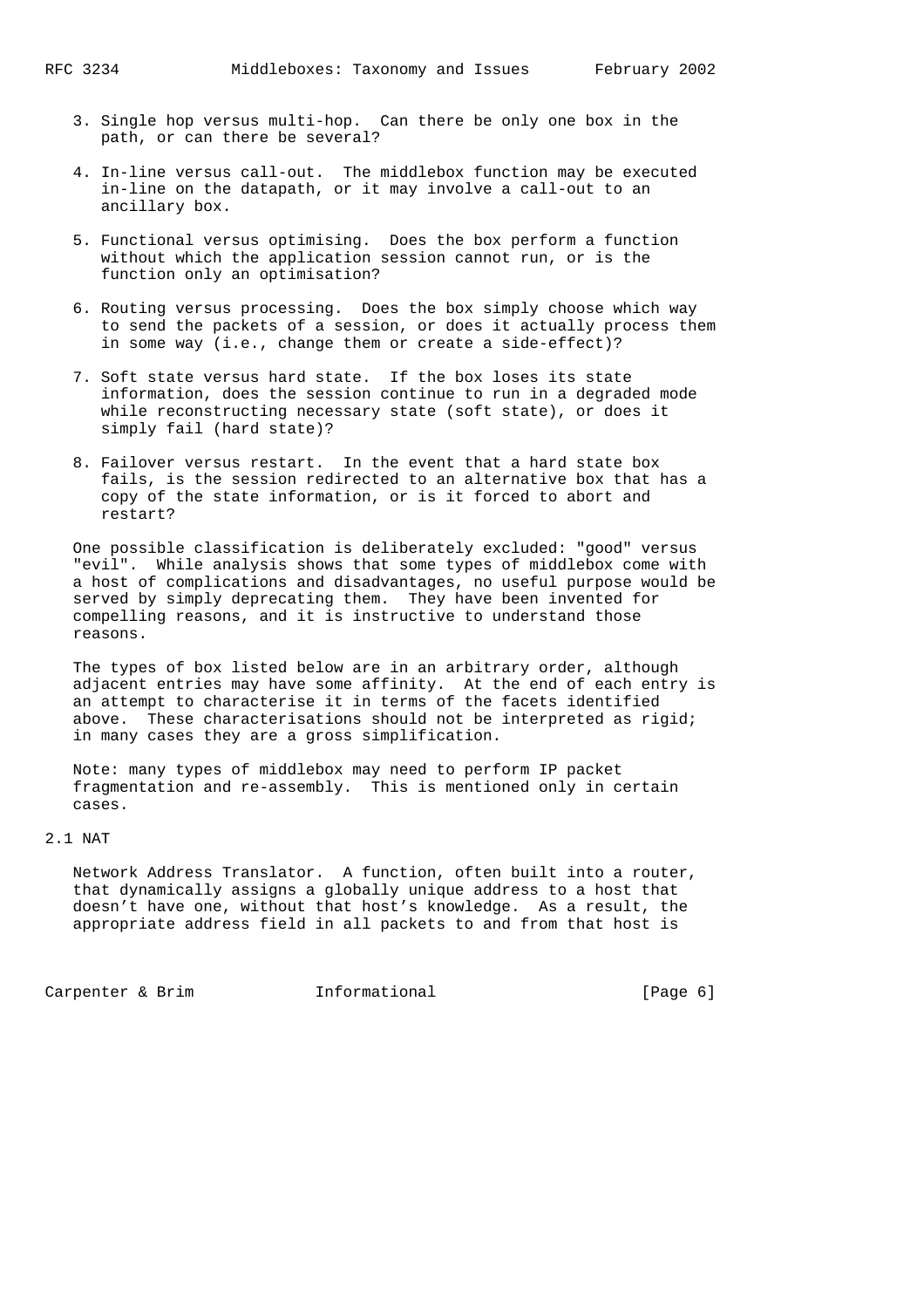3. Single hop versus multi-hop. Can there be only one box in the path, or can there be several?

4. In-line versus call-out. The middlebox function may be executed in-line on the datapath, or it may involve a call-out to an ancillary box.

5. Functional versus optimising. Does the box perform a function without which the application session cannot run, or is the function only an optimisation?

6. Routing versus processing. Does the box simply choose which way to send the packets of a session, or does it actually process them in some way (i.e., change them or create a side-effect)?

7. Soft state versus hard state. If the box loses its state information, does the session continue to run in a degraded mode while reconstructing necessary state (soft state), or does it simply fail (hard state)?

8. Failover versus restart. In the event that a hard state box fails, is the session redirected to an alternative box that has a copy of the state information, or is it forced to abort and restart?

One possible classification is deliberately excluded: "good" versus "evil". While analysis shows that some types of middlebox come with a host of complications and disadvantages, no useful purpose would be served by simply deprecating them. They have been invented for compelling reasons, and it is instructive to understand those reasons.

The types of box listed below are in an arbitrary order, although adjacent entries may have some affinity. At the end of each entry is an attempt to characterise it in terms of the facets identified above. These characterisations should not be interpreted as rigid; in many cases they are a gross simplification.

Note: many types of middlebox may need to perform IP packet fragmentation and re-assembly. This is mentioned only in certain cases.

## 2.1 NAT

Network Address Translator. A function, often built into a router, that dynamically assigns a globally unique address to a host that doesn't have one, without that host's knowledge. As a result, the appropriate address field in all packets to and from that host is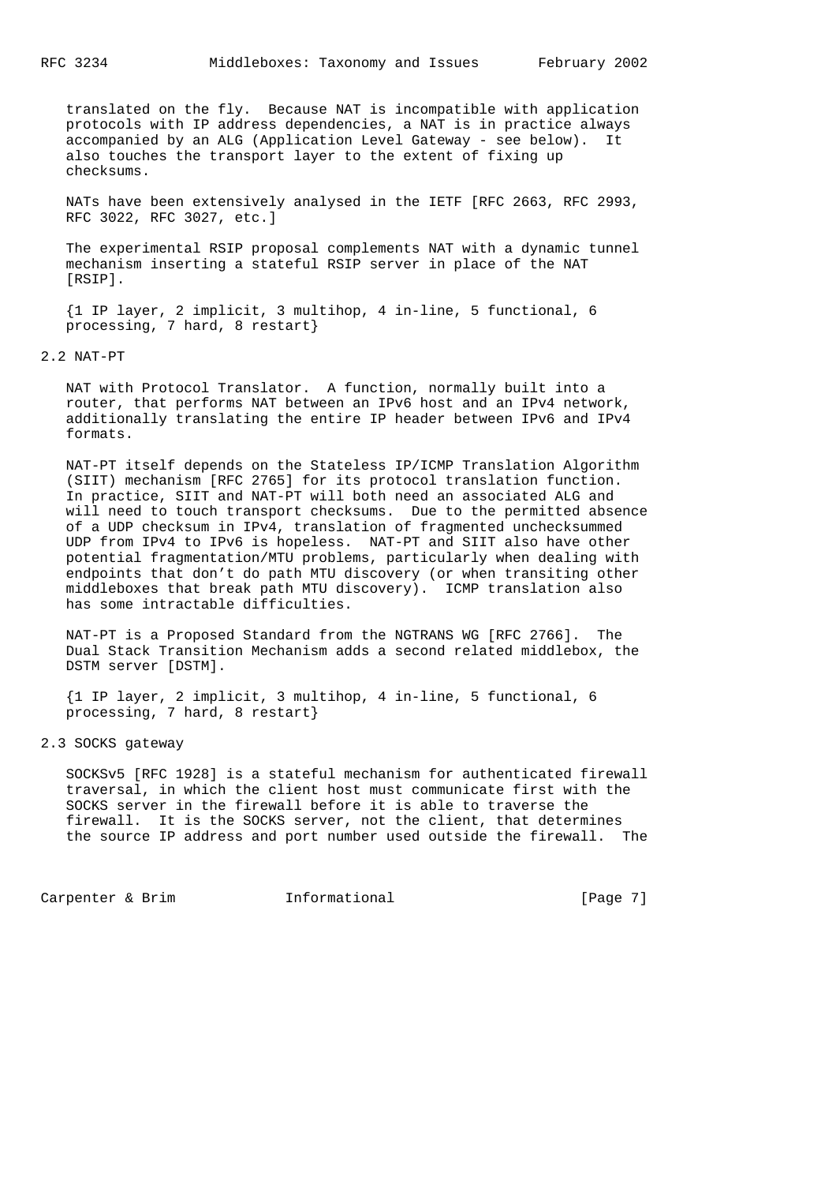translated on the fly. Because NAT is incompatible with application protocols with IP address dependencies, a NAT is in practice always accompanied by an ALG (Application Level Gateway - see below). It also touches the transport layer to the extent of fixing up checksums.

NATs have been extensively analysed in the IETF [RFC 2663, RFC 2993, RFC 3022, RFC 3027, etc.]

The experimental RSIP proposal complements NAT with a dynamic tunnel mechanism inserting a stateful RSIP server in place of the NAT [RSIP].

{1 IP layer, 2 implicit, 3 multihop, 4 in-line, 5 functional, 6 processing, 7 hard, 8 restart}

## 2.2 NAT-PT

NAT with Protocol Translator. A function, normally built into a router, that performs NAT between an IPv6 host and an IPv4 network, additionally translating the entire IP header between IPv6 and IPv4 formats.

NAT-PT itself depends on the Stateless IP/ICMP Translation Algorithm (SIIT) mechanism [RFC 2765] for its protocol translation function. In practice, SIIT and NAT-PT will both need an associated ALG and will need to touch transport checksums. Due to the permitted absence of a UDP checksum in IPv4, translation of fragmented unchecksummed UDP from IPv4 to IPv6 is hopeless. NAT-PT and SIIT also have other potential fragmentation/MTU problems, particularly when dealing with endpoints that don't do path MTU discovery (or when transiting other middleboxes that break path MTU discovery). ICMP translation also has some intractable difficulties.

NAT-PT is a Proposed Standard from the NGTRANS WG [RFC 2766]. The Dual Stack Transition Mechanism adds a second related middlebox, the DSTM server [DSTM].

{1 IP layer, 2 implicit, 3 multihop, 4 in-line, 5 functional, 6 processing, 7 hard, 8 restart}

## 2.3 SOCKS gateway

SOCKSv5 [RFC 1928] is a stateful mechanism for authenticated firewall traversal, in which the client host must communicate first with the SOCKS server in the firewall before it is able to traverse the firewall. It is the SOCKS server, not the client, that determines the source IP address and port number used outside the firewall. The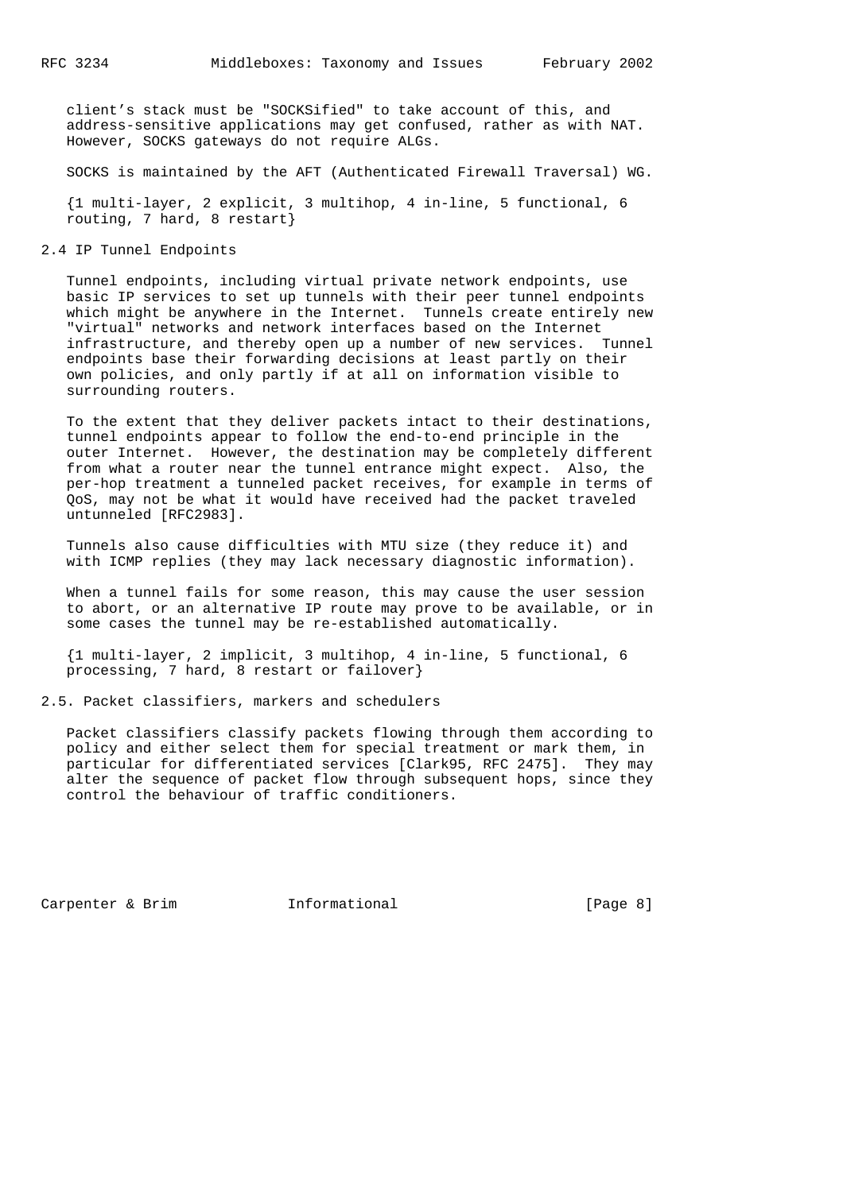client's stack must be "SOCKSified" to take account of this, and address-sensitive applications may get confused, rather as with NAT. However, SOCKS gateways do not require ALGs.

SOCKS is maintained by the AFT (Authenticated Firewall Traversal) WG.

{1 multi-layer, 2 explicit, 3 multihop, 4 in-line, 5 functional, 6 routing, 7 hard, 8 restart}

## 2.4 IP Tunnel Endpoints

Tunnel endpoints, including virtual private network endpoints, use basic IP services to set up tunnels with their peer tunnel endpoints which might be anywhere in the Internet. Tunnels create entirely new "virtual" networks and network interfaces based on the Internet infrastructure, and thereby open up a number of new services. Tunnel endpoints base their forwarding decisions at least partly on their own policies, and only partly if at all on information visible to surrounding routers.

To the extent that they deliver packets intact to their destinations, tunnel endpoints appear to follow the end-to-end principle in the outer Internet. However, the destination may be completely different from what a router near the tunnel entrance might expect. Also, the per-hop treatment a tunneled packet receives, for example in terms of QoS, may not be what it would have received had the packet traveled untunneled [RFC2983].

Tunnels also cause difficulties with MTU size (they reduce it) and with ICMP replies (they may lack necessary diagnostic information).

When a tunnel fails for some reason, this may cause the user session to abort, or an alternative IP route may prove to be available, or in some cases the tunnel may be re-established automatically.

{1 multi-layer, 2 implicit, 3 multihop, 4 in-line, 5 functional, 6 processing, 7 hard, 8 restart or failover}

## 2.5. Packet classifiers, markers and schedulers

Packet classifiers classify packets flowing through them according to policy and either select them for special treatment or mark them, in particular for differentiated services [Clark95, RFC 2475]. They may alter the sequence of packet flow through subsequent hops, since they control the behaviour of traffic conditioners.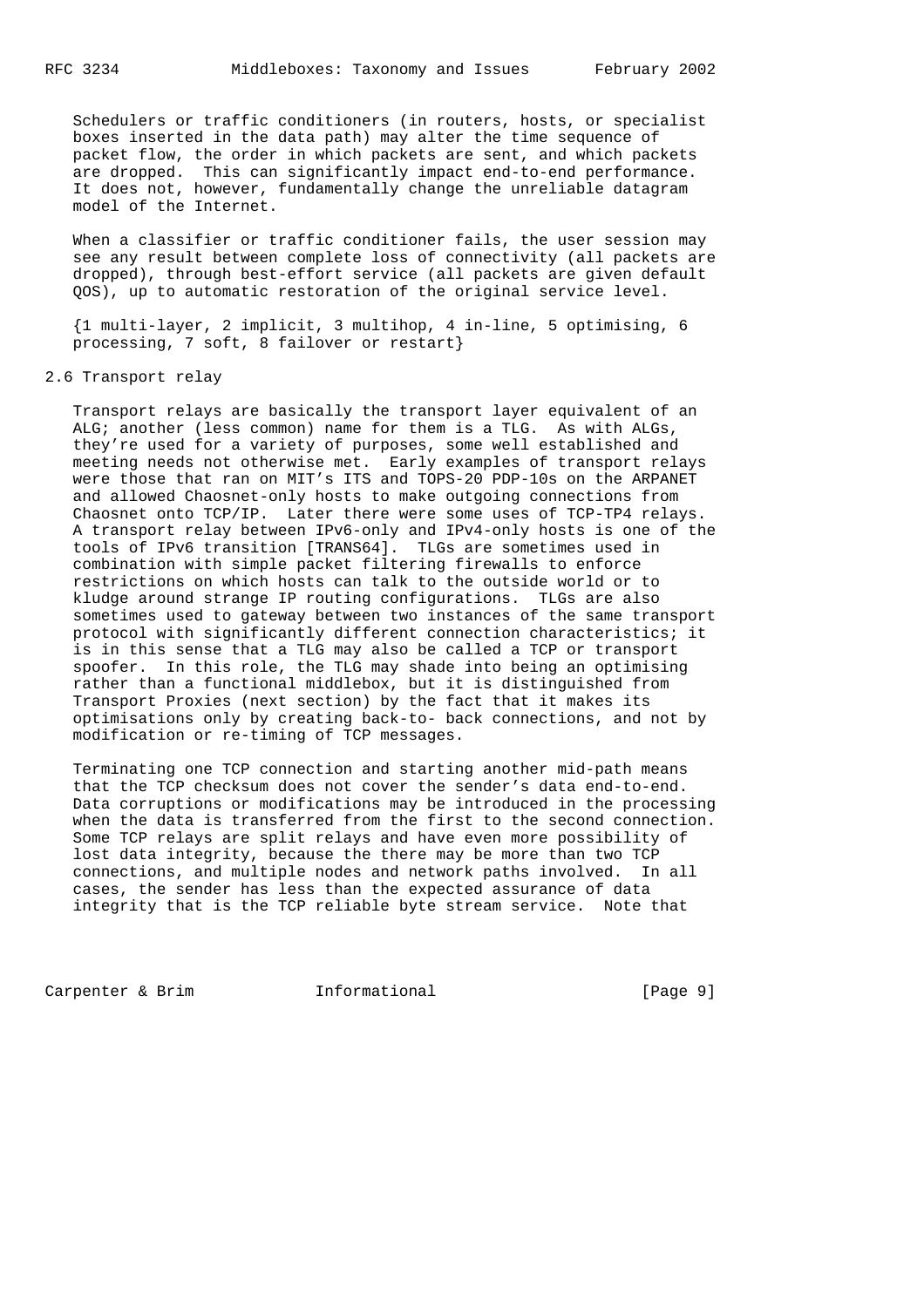Schedulers or traffic conditioners (in routers, hosts, or specialist boxes inserted in the data path) may alter the time sequence of packet flow, the order in which packets are sent, and which packets are dropped. This can significantly impact end-to-end performance. It does not, however, fundamentally change the unreliable datagram model of the Internet.

When a classifier or traffic conditioner fails, the user session may see any result between complete loss of connectivity (all packets are dropped), through best-effort service (all packets are given default QOS), up to automatic restoration of the original service level.

{1 multi-layer, 2 implicit, 3 multihop, 4 in-line, 5 optimising, 6 processing, 7 soft, 8 failover or restart}

## 2.6 Transport relay

Transport relays are basically the transport layer equivalent of an ALG; another (less common) name for them is a TLG. As with ALGs, they're used for a variety of purposes, some well established and meeting needs not otherwise met. Early examples of transport relays were those that ran on MIT's ITS and TOPS-20 PDP-10s on the ARPANET and allowed Chaosnet-only hosts to make outgoing connections from Chaosnet onto TCP/IP. Later there were some uses of TCP-TP4 relays. A transport relay between IPv6-only and IPv4-only hosts is one of the tools of IPv6 transition [TRANS64]. TLGs are sometimes used in combination with simple packet filtering firewalls to enforce restrictions on which hosts can talk to the outside world or to kludge around strange IP routing configurations. TLGs are also sometimes used to gateway between two instances of the same transport protocol with significantly different connection characteristics; it is in this sense that a TLG may also be called a TCP or transport spoofer. In this role, the TLG may shade into being an optimising rather than a functional middlebox, but it is distinguished from Transport Proxies (next section) by the fact that it makes its optimisations only by creating back-to- back connections, and not by modification or re-timing of TCP messages.

Terminating one TCP connection and starting another mid-path means that the TCP checksum does not cover the sender's data end-to-end. Data corruptions or modifications may be introduced in the processing when the data is transferred from the first to the second connection. Some TCP relays are split relays and have even more possibility of lost data integrity, because the there may be more than two TCP connections, and multiple nodes and network paths involved. In all cases, the sender has less than the expected assurance of data integrity that is the TCP reliable byte stream service. Note that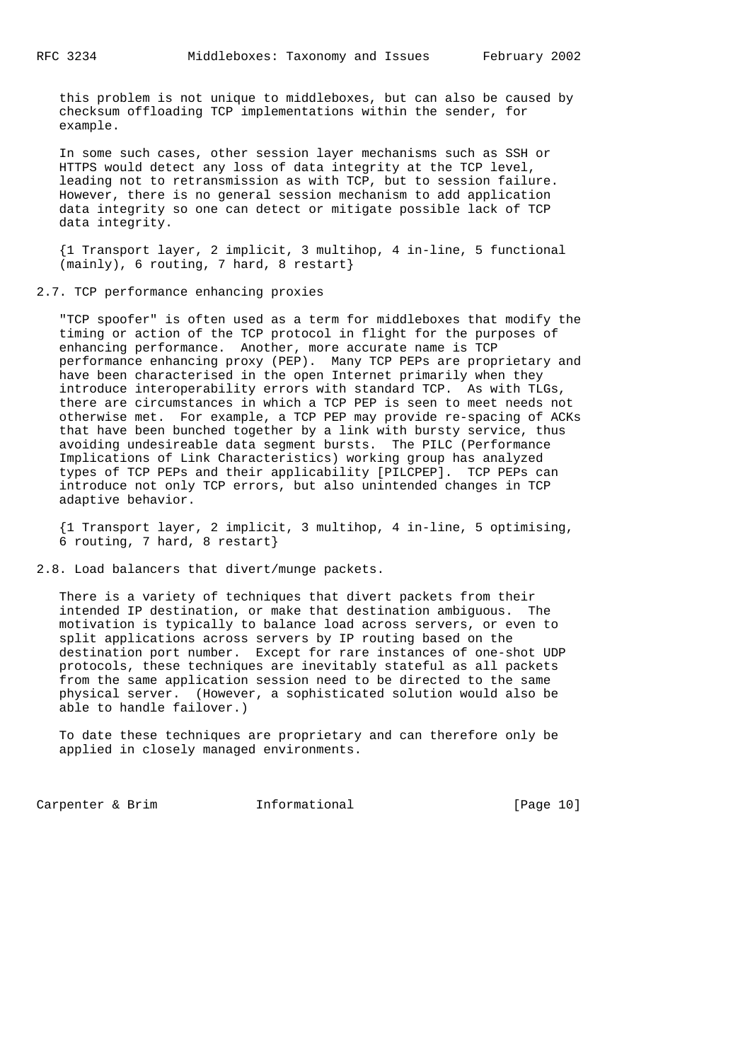this problem is not unique to middleboxes, but can also be caused by checksum offloading TCP implementations within the sender, for example.

In some such cases, other session layer mechanisms such as SSH or HTTPS would detect any loss of data integrity at the TCP level, leading not to retransmission as with TCP, but to session failure. However, there is no general session mechanism to add application data integrity so one can detect or mitigate possible lack of TCP data integrity.

{1 Transport layer, 2 implicit, 3 multihop, 4 in-line, 5 functional (mainly), 6 routing, 7 hard, 8 restart}

## 2.7. TCP performance enhancing proxies

"TCP spoofer" is often used as a term for middleboxes that modify the timing or action of the TCP protocol in flight for the purposes of enhancing performance. Another, more accurate name is TCP performance enhancing proxy (PEP). Many TCP PEPs are proprietary and have been characterised in the open Internet primarily when they introduce interoperability errors with standard TCP. As with TLGs, there are circumstances in which a TCP PEP is seen to meet needs not otherwise met. For example, a TCP PEP may provide re-spacing of ACKs that have been bunched together by a link with bursty service, thus avoiding undesireable data segment bursts. The PILC (Performance Implications of Link Characteristics) working group has analyzed types of TCP PEPs and their applicability [PILCPEP]. TCP PEPs can introduce not only TCP errors, but also unintended changes in TCP adaptive behavior.

{1 Transport layer, 2 implicit, 3 multihop, 4 in-line, 5 optimising, 6 routing, 7 hard, 8 restart}

## 2.8. Load balancers that divert/munge packets.

There is a variety of techniques that divert packets from their intended IP destination, or make that destination ambiguous. The motivation is typically to balance load across servers, or even to split applications across servers by IP routing based on the destination port number. Except for rare instances of one-shot UDP protocols, these techniques are inevitably stateful as all packets from the same application session need to be directed to the same physical server. (However, a sophisticated solution would also be able to handle failover.)

To date these techniques are proprietary and can therefore only be applied in closely managed environments.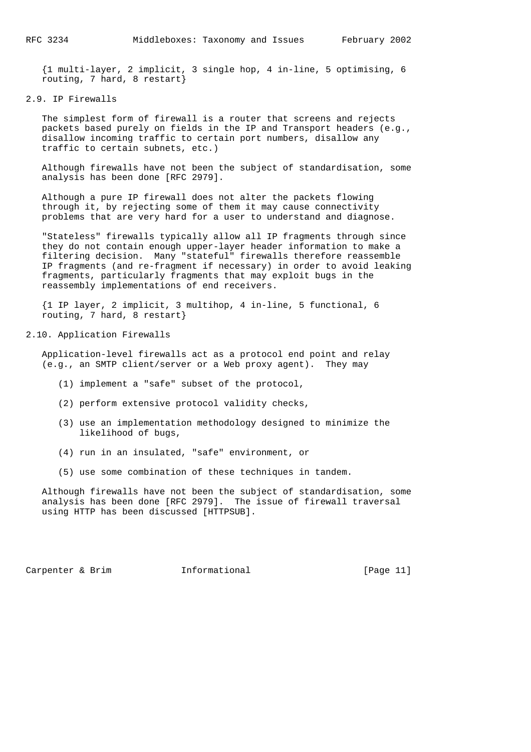{1 multi-layer, 2 implicit, 3 single hop, 4 in-line, 5 optimising, 6 routing, 7 hard, 8 restart}

## 2.9. IP Firewalls

The simplest form of firewall is a router that screens and rejects packets based purely on fields in the IP and Transport headers (e.g., disallow incoming traffic to certain port numbers, disallow any traffic to certain subnets, etc.)

Although firewalls have not been the subject of standardisation, some analysis has been done [RFC 2979].

Although a pure IP firewall does not alter the packets flowing through it, by rejecting some of them it may cause connectivity problems that are very hard for a user to understand and diagnose.

"Stateless" firewalls typically allow all IP fragments through since they do not contain enough upper-layer header information to make a filtering decision. Many "stateful" firewalls therefore reassemble IP fragments (and re-fragment if necessary) in order to avoid leaking fragments, particularly fragments that may exploit bugs in the reassembly implementations of end receivers.

{1 IP layer, 2 implicit, 3 multihop, 4 in-line, 5 functional, 6 routing, 7 hard, 8 restart}

## 2.10. Application Firewalls

Application-level firewalls act as a protocol end point and relay (e.g., an SMTP client/server or a Web proxy agent). They may

(1) implement a "safe" subset of the protocol,

(2) perform extensive protocol validity checks,

(3) use an implementation methodology designed to minimize the likelihood of bugs,

(4) run in an insulated, "safe" environment, or

(5) use some combination of these techniques in tandem.

Although firewalls have not been the subject of standardisation, some analysis has been done [RFC 2979]. The issue of firewall traversal using HTTP has been discussed [HTTPSUB].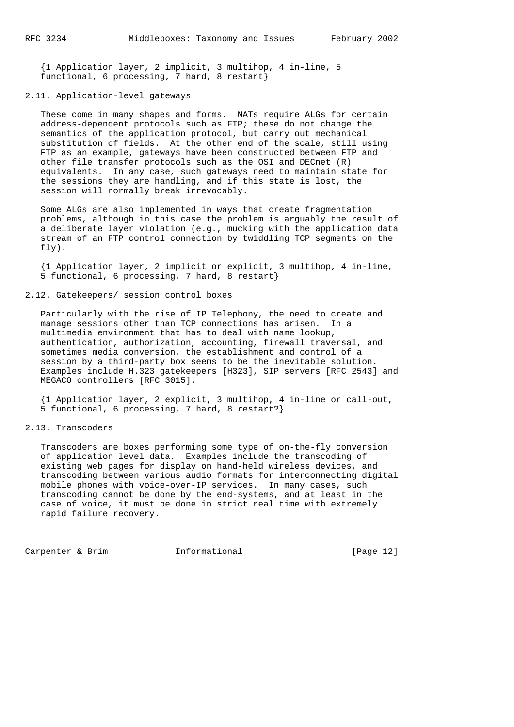{1 Application layer, 2 implicit, 3 multihop, 4 in-line, 5 functional, 6 processing, 7 hard, 8 restart}

## 2.11. Application-level gateways

These come in many shapes and forms. NATs require ALGs for certain address-dependent protocols such as FTP; these do not change the semantics of the application protocol, but carry out mechanical substitution of fields. At the other end of the scale, still using FTP as an example, gateways have been constructed between FTP and other file transfer protocols such as the OSI and DECnet (R) equivalents. In any case, such gateways need to maintain state for the sessions they are handling, and if this state is lost, the session will normally break irrevocably.

Some ALGs are also implemented in ways that create fragmentation problems, although in this case the problem is arguably the result of a deliberate layer violation (e.g., mucking with the application data stream of an FTP control connection by twiddling TCP segments on the fly).

{1 Application layer, 2 implicit or explicit, 3 multihop, 4 in-line, 5 functional, 6 processing, 7 hard, 8 restart}

## 2.12. Gatekeepers/ session control boxes

Particularly with the rise of IP Telephony, the need to create and manage sessions other than TCP connections has arisen. In a multimedia environment that has to deal with name lookup, authentication, authorization, accounting, firewall traversal, and sometimes media conversion, the establishment and control of a session by a third-party box seems to be the inevitable solution. Examples include H.323 gatekeepers [H323], SIP servers [RFC 2543] and MEGACO controllers [RFC 3015].

{1 Application layer, 2 explicit, 3 multihop, 4 in-line or call-out, 5 functional, 6 processing, 7 hard, 8 restart?}

## 2.13. Transcoders

Transcoders are boxes performing some type of on-the-fly conversion of application level data. Examples include the transcoding of existing web pages for display on hand-held wireless devices, and transcoding between various audio formats for interconnecting digital mobile phones with voice-over-IP services. In many cases, such transcoding cannot be done by the end-systems, and at least in the case of voice, it must be done in strict real time with extremely rapid failure recovery.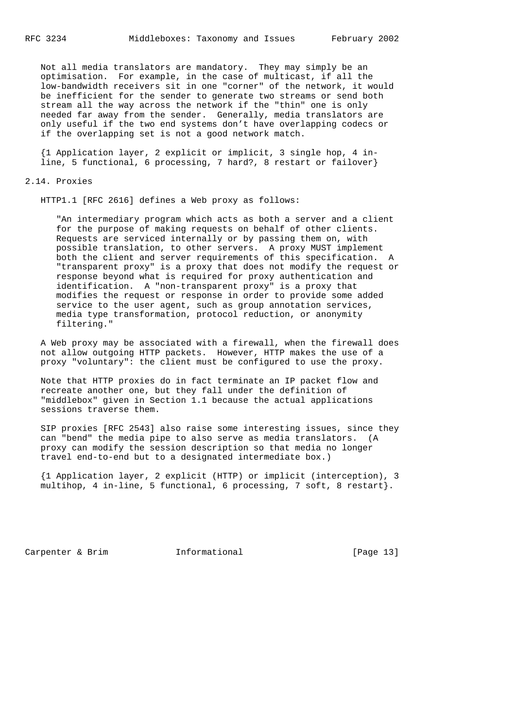Not all media translators are mandatory. They may simply be an optimisation. For example, in the case of multicast, if all the low-bandwidth receivers sit in one "corner" of the network, it would be inefficient for the sender to generate two streams or send both stream all the way across the network if the "thin" one is only needed far away from the sender. Generally, media translators are only useful if the two end systems don’t have overlapping codecs or if the overlapping set is not a good network match.

{1 Application layer, 2 explicit or implicit, 3 single hop, 4 in-line, 5 functional, 6 processing, 7 hard?, 8 restart or failover}

## 2.14. Proxies

HTTP1.1 [RFC 2616] defines a Web proxy as follows:

> "An intermediary program which acts as both a server and a client for the purpose of making requests on behalf of other clients. Requests are serviced internally or by passing them on, with possible translation, to other servers. A proxy MUST implement both the client and server requirements of this specification. A "transparent proxy" is a proxy that does not modify the request or response beyond what is required for proxy authentication and identification. A "non-transparent proxy" is a proxy that modifies the request or response in order to provide some added service to the user agent, such as group annotation services, media type transformation, protocol reduction, or anonymity filtering."

A Web proxy may be associated with a firewall, when the firewall does not allow outgoing HTTP packets. However, HTTP makes the use of a proxy "voluntary": the client must be configured to use the proxy.

Note that HTTP proxies do in fact terminate an IP packet flow and recreate another one, but they fall under the definition of "middlebox" given in Section 1.1 because the actual applications sessions traverse them.

SIP proxies [RFC 2543] also raise some interesting issues, since they can "bend" the media pipe to also serve as media translators. (A proxy can modify the session description so that media no longer travel end-to-end but to a designated intermediate box.)

{1 Application layer, 2 explicit (HTTP) or implicit (interception), 3 multihop, 4 in-line, 5 functional, 6 processing, 7 soft, 8 restart}.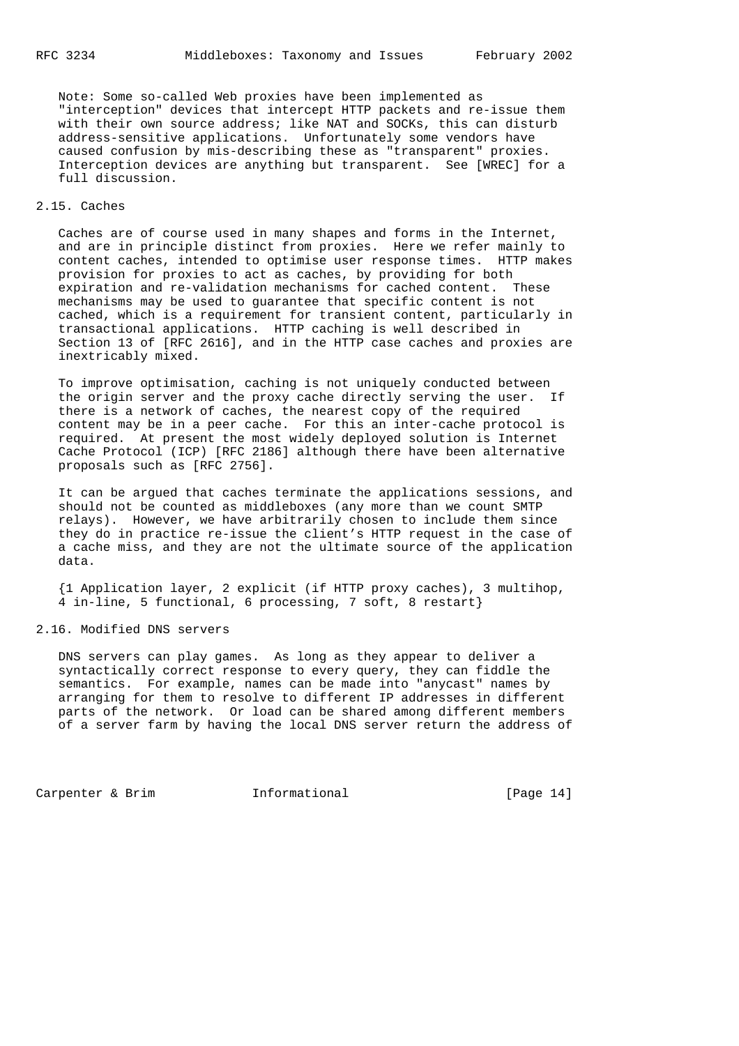Note: Some so-called Web proxies have been implemented as "interception" devices that intercept HTTP packets and re-issue them with their own source address; like NAT and SOCKs, this can disturb address-sensitive applications. Unfortunately some vendors have caused confusion by mis-describing these as "transparent" proxies. Interception devices are anything but transparent. See [WREC] for a full discussion.

## 2.15. Caches

Caches are of course used in many shapes and forms in the Internet, and are in principle distinct from proxies. Here we refer mainly to content caches, intended to optimise user response times. HTTP makes provision for proxies to act as caches, by providing for both expiration and re-validation mechanisms for cached content. These mechanisms may be used to guarantee that specific content is not cached, which is a requirement for transient content, particularly in transactional applications. HTTP caching is well described in Section 13 of [RFC 2616], and in the HTTP case caches and proxies are inextricably mixed.

To improve optimisation, caching is not uniquely conducted between the origin server and the proxy cache directly serving the user. If there is a network of caches, the nearest copy of the required content may be in a peer cache. For this an inter-cache protocol is required. At present the most widely deployed solution is Internet Cache Protocol (ICP) [RFC 2186] although there have been alternative proposals such as [RFC 2756].

It can be argued that caches terminate the applications sessions, and should not be counted as middleboxes (any more than we count SMTP relays). However, we have arbitrarily chosen to include them since they do in practice re-issue the client's HTTP request in the case of a cache miss, and they are not the ultimate source of the application data.

{1 Application layer, 2 explicit (if HTTP proxy caches), 3 multihop, 4 in-line, 5 functional, 6 processing, 7 soft, 8 restart}

## 2.16. Modified DNS servers

DNS servers can play games. As long as they appear to deliver a syntactically correct response to every query, they can fiddle the semantics. For example, names can be made into "anycast" names by arranging for them to resolve to different IP addresses in different parts of the network. Or load can be shared among different members of a server farm by having the local DNS server return the address of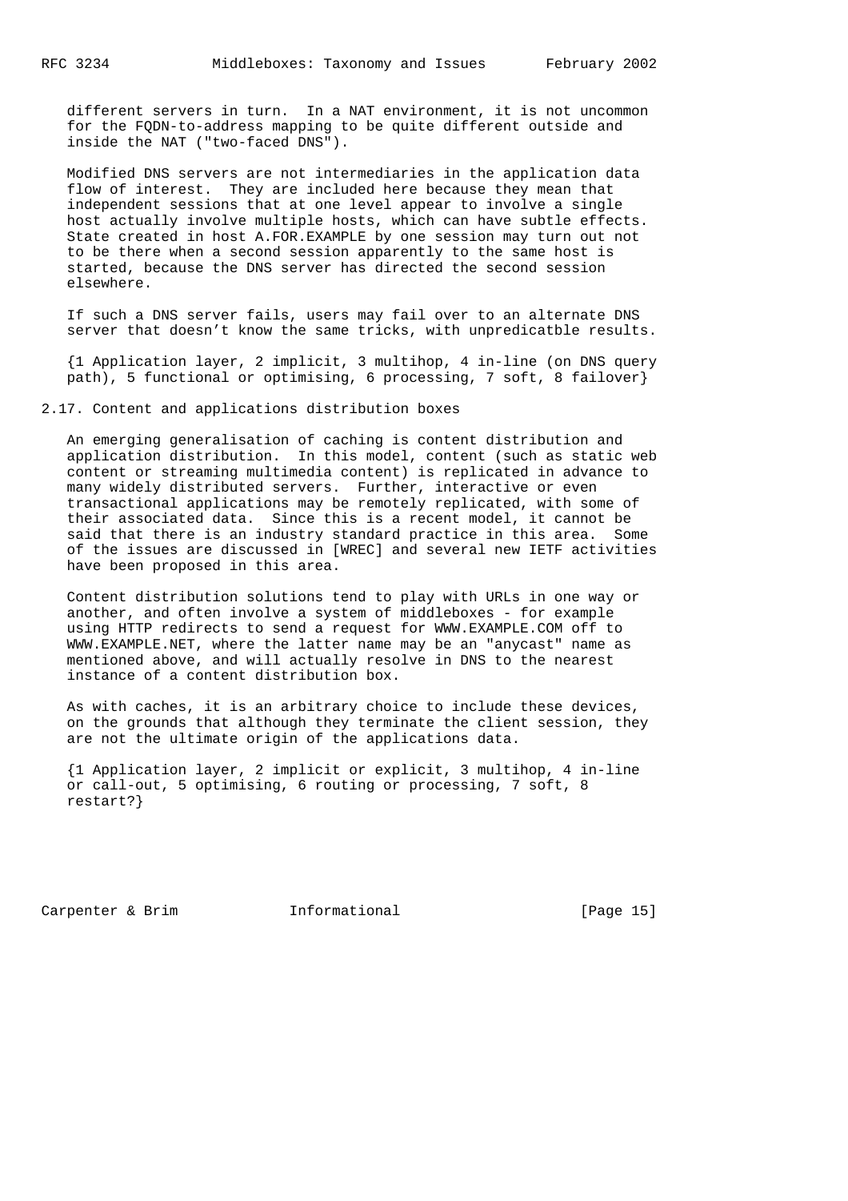different servers in turn. In a NAT environment, it is not uncommon for the FQDN-to-address mapping to be quite different outside and inside the NAT ("two-faced DNS").

Modified DNS servers are not intermediaries in the application data flow of interest. They are included here because they mean that independent sessions that at one level appear to involve a single host actually involve multiple hosts, which can have subtle effects. State created in host A.FOR.EXAMPLE by one session may turn out not to be there when a second session apparently to the same host is started, because the DNS server has directed the second session elsewhere.

If such a DNS server fails, users may fail over to an alternate DNS server that doesn't know the same tricks, with unpredicatble results.

{1 Application layer, 2 implicit, 3 multihop, 4 in-line (on DNS query path), 5 functional or optimising, 6 processing, 7 soft, 8 failover}

## 2.17. Content and applications distribution boxes

An emerging generalisation of caching is content distribution and application distribution. In this model, content (such as static web content or streaming multimedia content) is replicated in advance to many widely distributed servers. Further, interactive or even transactional applications may be remotely replicated, with some of their associated data. Since this is a recent model, it cannot be said that there is an industry standard practice in this area. Some of the issues are discussed in [WREC] and several new IETF activities have been proposed in this area.

Content distribution solutions tend to play with URLs in one way or another, and often involve a system of middleboxes - for example using HTTP redirects to send a request for WWW.EXAMPLE.COM off to WWW.EXAMPLE.NET, where the latter name may be an "anycast" name as mentioned above, and will actually resolve in DNS to the nearest instance of a content distribution box.

As with caches, it is an arbitrary choice to include these devices, on the grounds that although they terminate the client session, they are not the ultimate origin of the applications data.

{1 Application layer, 2 implicit or explicit, 3 multihop, 4 in-line or call-out, 5 optimising, 6 routing or processing, 7 soft, 8 restart?}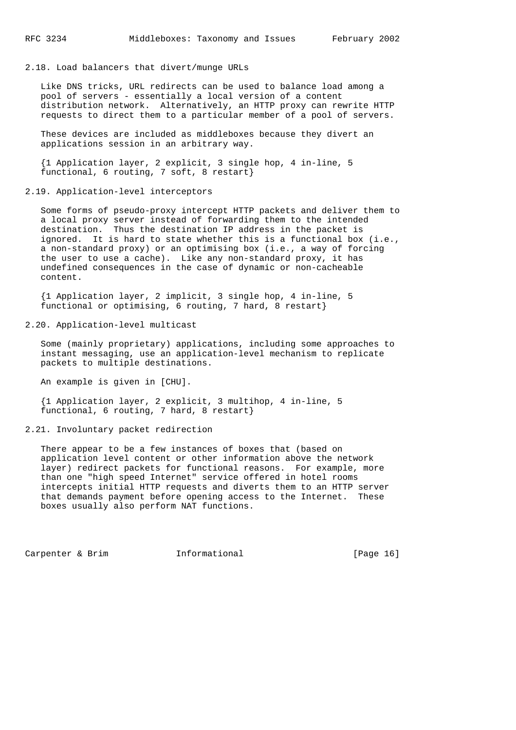### 2.18. Load balancers that divert/munge URLs

Like DNS tricks, URL redirects can be used to balance load among a pool of servers - essentially a local version of a content distribution network. Alternatively, an HTTP proxy can rewrite HTTP requests to direct them to a particular member of a pool of servers.

These devices are included as middleboxes because they divert an applications session in an arbitrary way.

{1 Application layer, 2 explicit, 3 single hop, 4 in-line, 5 functional, 6 routing, 7 soft, 8 restart}

### 2.19. Application-level interceptors

Some forms of pseudo-proxy intercept HTTP packets and deliver them to a local proxy server instead of forwarding them to the intended destination. Thus the destination IP address in the packet is ignored. It is hard to state whether this is a functional box (i.e., a non-standard proxy) or an optimising box (i.e., a way of forcing the user to use a cache). Like any non-standard proxy, it has undefined consequences in the case of dynamic or non-cacheable content.

{1 Application layer, 2 implicit, 3 single hop, 4 in-line, 5 functional or optimising, 6 routing, 7 hard, 8 restart}

### 2.20. Application-level multicast

Some (mainly proprietary) applications, including some approaches to instant messaging, use an application-level mechanism to replicate packets to multiple destinations.

An example is given in [CHU].

{1 Application layer, 2 explicit, 3 multihop, 4 in-line, 5 functional, 6 routing, 7 hard, 8 restart}

### 2.21. Involuntary packet redirection

There appear to be a few instances of boxes that (based on application level content or other information above the network layer) redirect packets for functional reasons. For example, more than one "high speed Internet" service offered in hotel rooms intercepts initial HTTP requests and diverts them to an HTTP server that demands payment before opening access to the Internet. These boxes usually also perform NAT functions.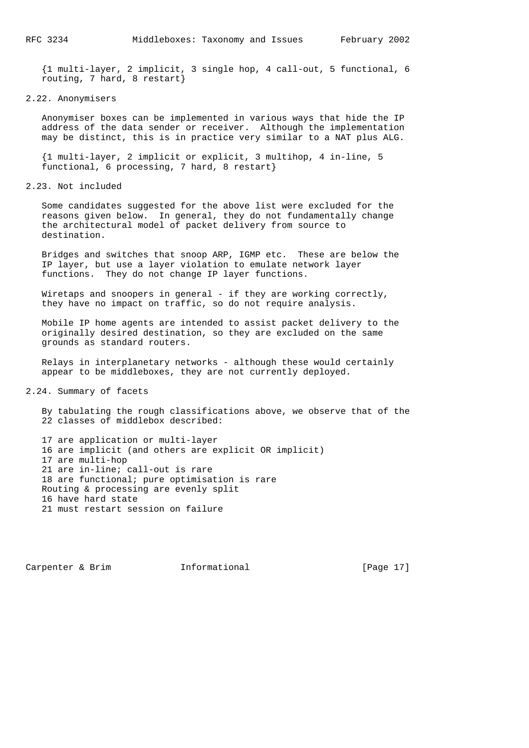{1 multi-layer, 2 implicit, 3 single hop, 4 call-out, 5 functional, 6 routing, 7 hard, 8 restart}

## 2.22. Anonymisers

Anonymiser boxes can be implemented in various ways that hide the IP address of the data sender or receiver. Although the implementation may be distinct, this is in practice very similar to a NAT plus ALG.

{1 multi-layer, 2 implicit or explicit, 3 multihop, 4 in-line, 5 functional, 6 processing, 7 hard, 8 restart}

## 2.23. Not included

Some candidates suggested for the above list were excluded for the reasons given below. In general, they do not fundamentally change the architectural model of packet delivery from source to destination.

Bridges and switches that snoop ARP, IGMP etc. These are below the IP layer, but use a layer violation to emulate network layer functions. They do not change IP layer functions.

Wiretaps and snoopers in general - if they are working correctly, they have no impact on traffic, so do not require analysis.

Mobile IP home agents are intended to assist packet delivery to the originally desired destination, so they are excluded on the same grounds as standard routers.

Relays in interplanetary networks - although these would certainly appear to be middleboxes, they are not currently deployed.

## 2.24. Summary of facets

By tabulating the rough classifications above, we observe that of the 22 classes of middlebox described:

17 are application or multi-layer
16 are implicit (and others are explicit OR implicit)
17 are multi-hop
21 are in-line; call-out is rare
18 are functional; pure optimisation is rare
Routing & processing are evenly split
16 have hard state
21 must restart session on failure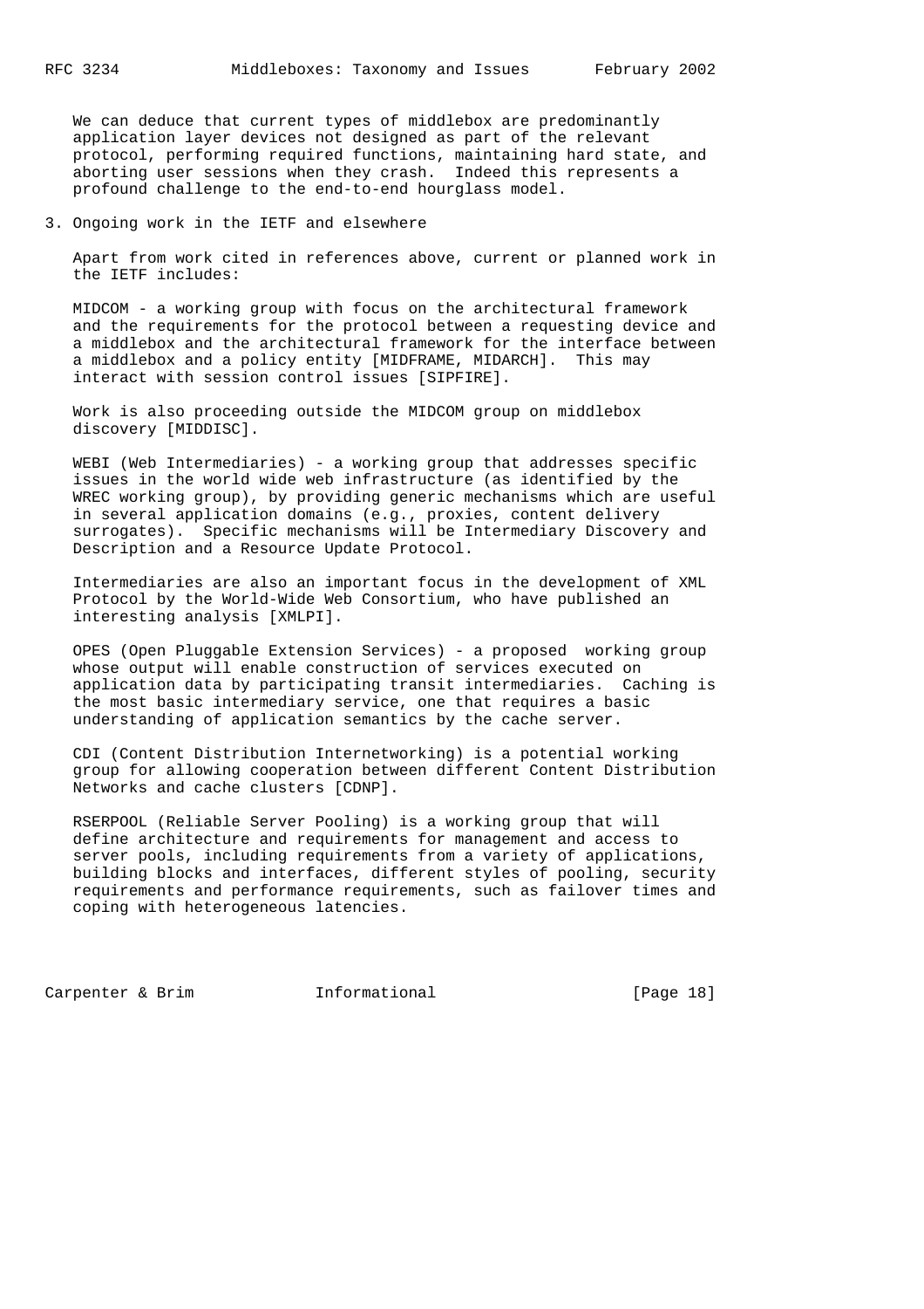We can deduce that current types of middlebox are predominantly application layer devices not designed as part of the relevant protocol, performing required functions, maintaining hard state, and aborting user sessions when they crash. Indeed this represents a profound challenge to the end-to-end hourglass model.

## 3. Ongoing work in the IETF and elsewhere

Apart from work cited in references above, current or planned work in the IETF includes:

MIDCOM - a working group with focus on the architectural framework and the requirements for the protocol between a requesting device and a middlebox and the architectural framework for the interface between a middlebox and a policy entity [MIDFRAME, MIDARCH]. This may interact with session control issues [SIPFIRE].

Work is also proceeding outside the MIDCOM group on middlebox discovery [MIDDISC].

WEBI (Web Intermediaries) - a working group that addresses specific issues in the world wide web infrastructure (as identified by the WREC working group), by providing generic mechanisms which are useful in several application domains (e.g., proxies, content delivery surrogates). Specific mechanisms will be Intermediary Discovery and Description and a Resource Update Protocol.

Intermediaries are also an important focus in the development of XML Protocol by the World-Wide Web Consortium, who have published an interesting analysis [XMLPI].

OPES (Open Pluggable Extension Services) - a proposed working group whose output will enable construction of services executed on application data by participating transit intermediaries. Caching is the most basic intermediary service, one that requires a basic understanding of application semantics by the cache server.

CDI (Content Distribution Internetworking) is a potential working group for allowing cooperation between different Content Distribution Networks and cache clusters [CDNP].

RSERPOOL (Reliable Server Pooling) is a working group that will define architecture and requirements for management and access to server pools, including requirements from a variety of applications, building blocks and interfaces, different styles of pooling, security requirements and performance requirements, such as failover times and coping with heterogeneous latencies.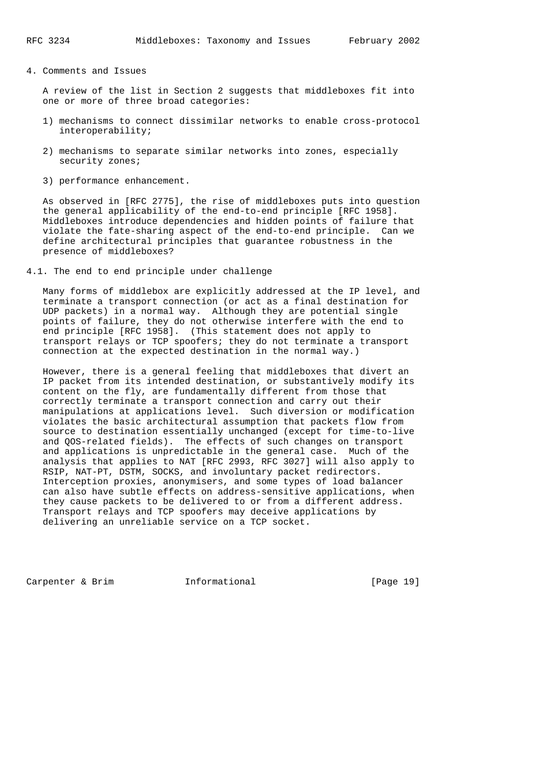## 4. Comments and Issues

A review of the list in Section 2 suggests that middleboxes fit into one or more of three broad categories:

1) mechanisms to connect dissimilar networks to enable cross-protocol interoperability;

2) mechanisms to separate similar networks into zones, especially security zones;

3) performance enhancement.

As observed in [RFC 2775], the rise of middleboxes puts into question the general applicability of the end-to-end principle [RFC 1958]. Middleboxes introduce dependencies and hidden points of failure that violate the fate-sharing aspect of the end-to-end principle. Can we define architectural principles that guarantee robustness in the presence of middleboxes?

### 4.1. The end to end principle under challenge

Many forms of middlebox are explicitly addressed at the IP level, and terminate a transport connection (or act as a final destination for UDP packets) in a normal way. Although they are potential single points of failure, they do not otherwise interfere with the end to end principle [RFC 1958]. (This statement does not apply to transport relays or TCP spoofers; they do not terminate a transport connection at the expected destination in the normal way.)

However, there is a general feeling that middleboxes that divert an IP packet from its intended destination, or substantively modify its content on the fly, are fundamentally different from those that correctly terminate a transport connection and carry out their manipulations at applications level. Such diversion or modification violates the basic architectural assumption that packets flow from source to destination essentially unchanged (except for time-to-live and QOS-related fields). The effects of such changes on transport and applications is unpredictable in the general case. Much of the analysis that applies to NAT [RFC 2993, RFC 3027] will also apply to RSIP, NAT-PT, DSTM, SOCKS, and involuntary packet redirectors. Interception proxies, anonymisers, and some types of load balancer can also have subtle effects on address-sensitive applications, when they cause packets to be delivered to or from a different address. Transport relays and TCP spoofers may deceive applications by delivering an unreliable service on a TCP socket.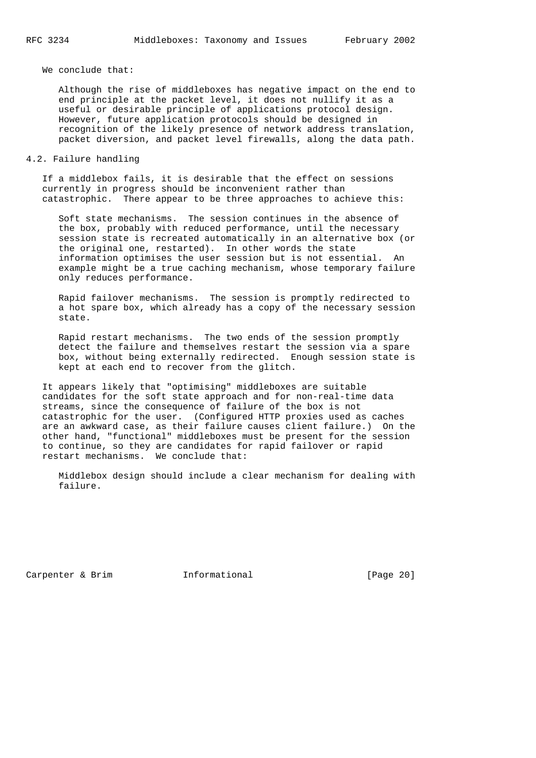We conclude that:

> Although the rise of middleboxes has negative impact on the end to end principle at the packet level, it does not nullify it as a useful or desirable principle of applications protocol design. However, future application protocols should be designed in recognition of the likely presence of network address translation, packet diversion, and packet level firewalls, along the data path.

## 4.2. Failure handling

If a middlebox fails, it is desirable that the effect on sessions currently in progress should be inconvenient rather than catastrophic. There appear to be three approaches to achieve this:

> Soft state mechanisms. The session continues in the absence of the box, probably with reduced performance, until the necessary session state is recreated automatically in an alternative box (or the original one, restarted). In other words the state information optimises the user session but is not essential. An example might be a true caching mechanism, whose temporary failure only reduces performance.
>
> Rapid failover mechanisms. The session is promptly redirected to a hot spare box, which already has a copy of the necessary session state.
>
> Rapid restart mechanisms. The two ends of the session promptly detect the failure and themselves restart the session via a spare box, without being externally redirected. Enough session state is kept at each end to recover from the glitch.

It appears likely that "optimising" middleboxes are suitable candidates for the soft state approach and for non-real-time data streams, since the consequence of failure of the box is not catastrophic for the user. (Configured HTTP proxies used as caches are an awkward case, as their failure causes client failure.) On the other hand, "functional" middleboxes must be present for the session to continue, so they are candidates for rapid failover or rapid restart mechanisms. We conclude that:

> Middlebox design should include a clear mechanism for dealing with failure.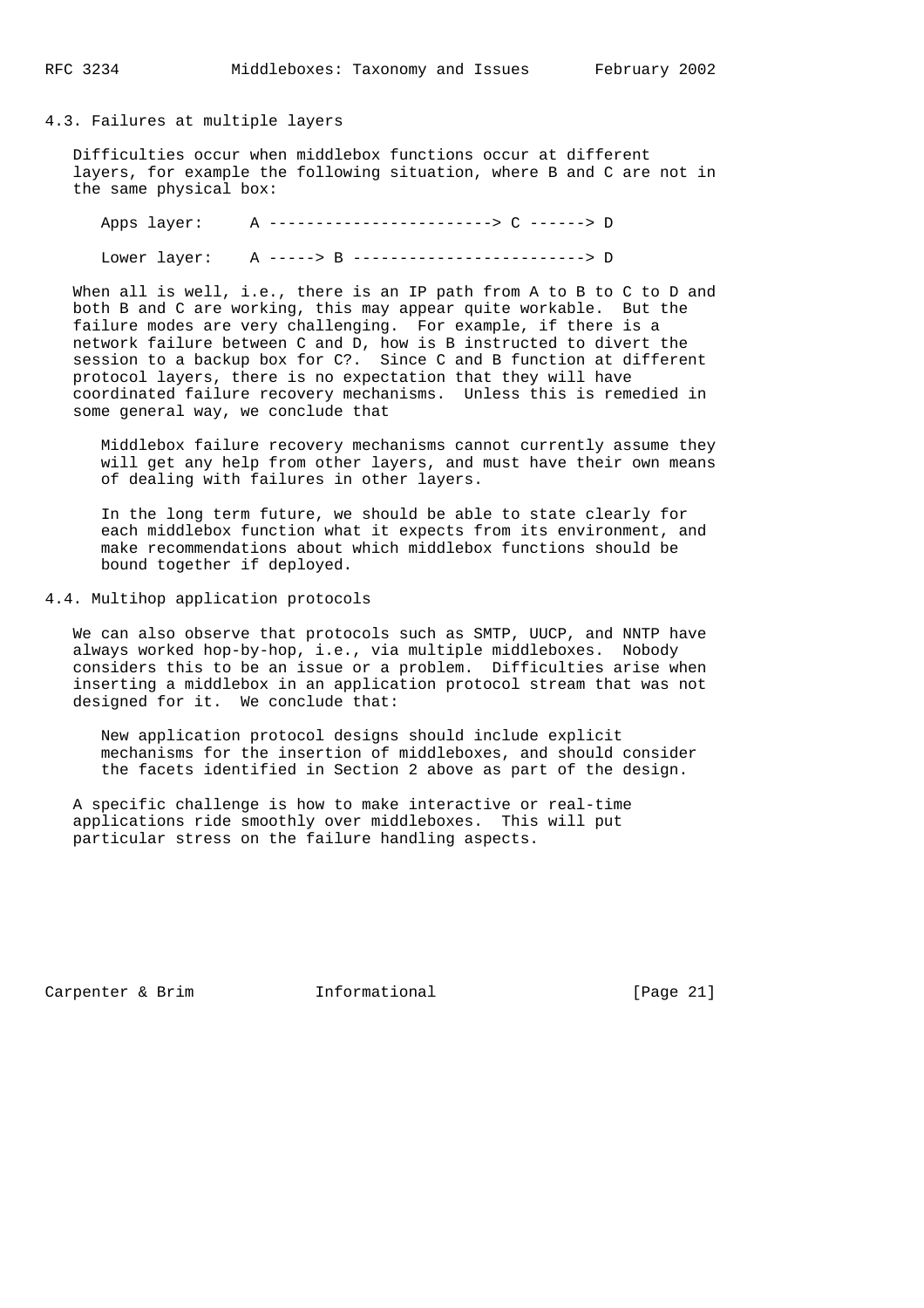### 4.3. Failures at multiple layers

Difficulties occur when middlebox functions occur at different layers, for example the following situation, where B and C are not in the same physical box:

```
Apps layer:     A ------------------------> C ------> D

Lower layer:    A -----> B -------------------------> D
```

When all is well, i.e., there is an IP path from A to B to C to D and both B and C are working, this may appear quite workable. But the failure modes are very challenging. For example, if there is a network failure between C and D, how is B instructed to divert the session to a backup box for C?. Since C and B function at different protocol layers, there is no expectation that they will have coordinated failure recovery mechanisms. Unless this is remedied in some general way, we conclude that

> Middlebox failure recovery mechanisms cannot currently assume they will get any help from other layers, and must have their own means of dealing with failures in other layers.
>
> In the long term future, we should be able to state clearly for each middlebox function what it expects from its environment, and make recommendations about which middlebox functions should be bound together if deployed.

### 4.4. Multihop application protocols

We can also observe that protocols such as SMTP, UUCP, and NNTP have always worked hop-by-hop, i.e., via multiple middleboxes. Nobody considers this to be an issue or a problem. Difficulties arise when inserting a middlebox in an application protocol stream that was not designed for it. We conclude that:

> New application protocol designs should include explicit mechanisms for the insertion of middleboxes, and should consider the facets identified in Section 2 above as part of the design.

A specific challenge is how to make interactive or real-time applications ride smoothly over middleboxes. This will put particular stress on the failure handling aspects.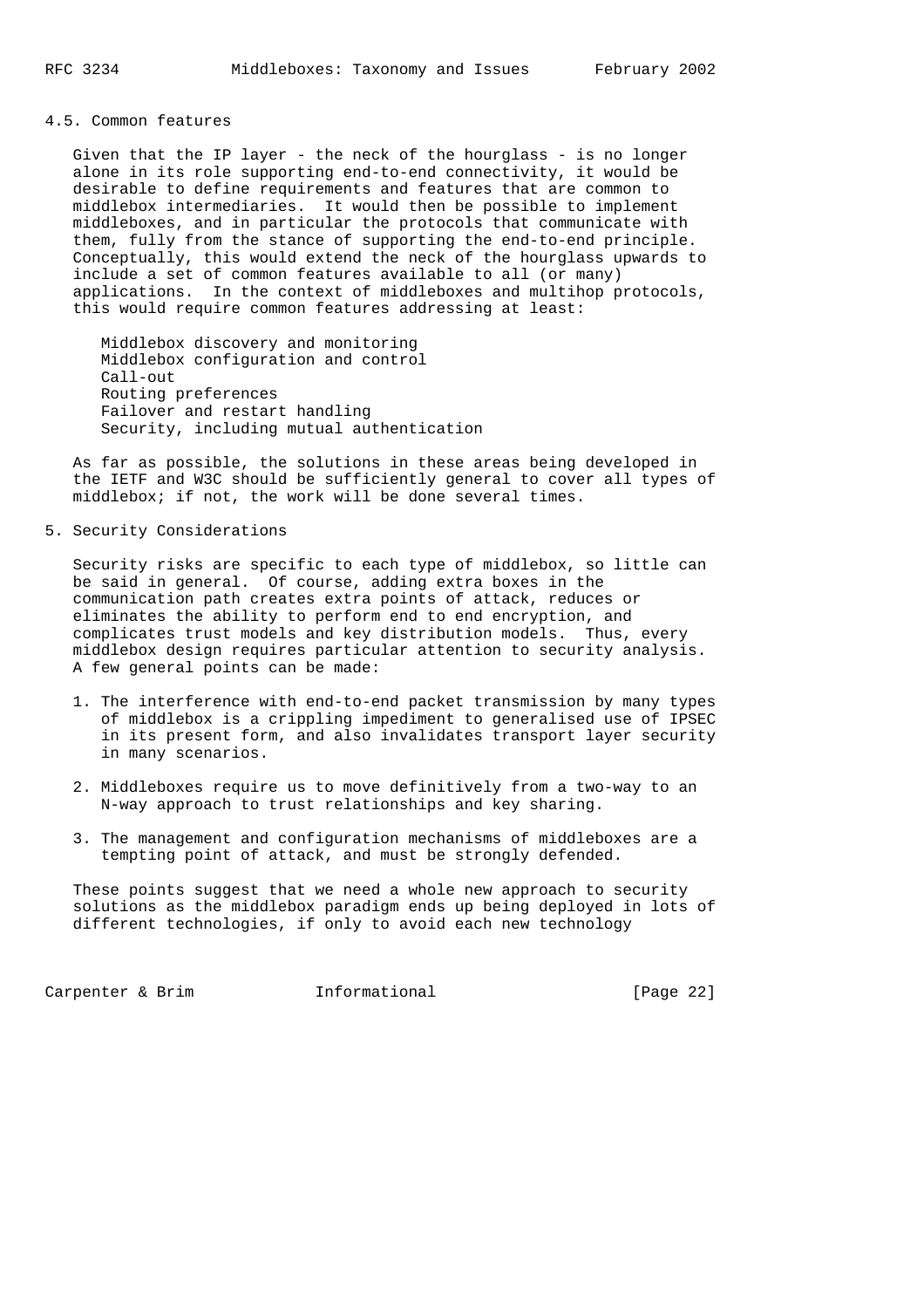### 4.5. Common features

Given that the IP layer - the neck of the hourglass - is no longer alone in its role supporting end-to-end connectivity, it would be desirable to define requirements and features that are common to middlebox intermediaries. It would then be possible to implement middleboxes, and in particular the protocols that communicate with them, fully from the stance of supporting the end-to-end principle. Conceptually, this would extend the neck of the hourglass upwards to include a set of common features available to all (or many) applications. In the context of middleboxes and multihop protocols, this would require common features addressing at least:

- Middlebox discovery and monitoring
- Middlebox configuration and control
- Call-out
- Routing preferences
- Failover and restart handling
- Security, including mutual authentication

As far as possible, the solutions in these areas being developed in the IETF and W3C should be sufficiently general to cover all types of middlebox; if not, the work will be done several times.

## 5. Security Considerations

Security risks are specific to each type of middlebox, so little can be said in general. Of course, adding extra boxes in the communication path creates extra points of attack, reduces or eliminates the ability to perform end to end encryption, and complicates trust models and key distribution models. Thus, every middlebox design requires particular attention to security analysis. A few general points can be made:

1. The interference with end-to-end packet transmission by many types of middlebox is a crippling impediment to generalised use of IPSEC in its present form, and also invalidates transport layer security in many scenarios.

2. Middleboxes require us to move definitively from a two-way to an N-way approach to trust relationships and key sharing.

3. The management and configuration mechanisms of middleboxes are a tempting point of attack, and must be strongly defended.

These points suggest that we need a whole new approach to security solutions as the middlebox paradigm ends up being deployed in lots of different technologies, if only to avoid each new technology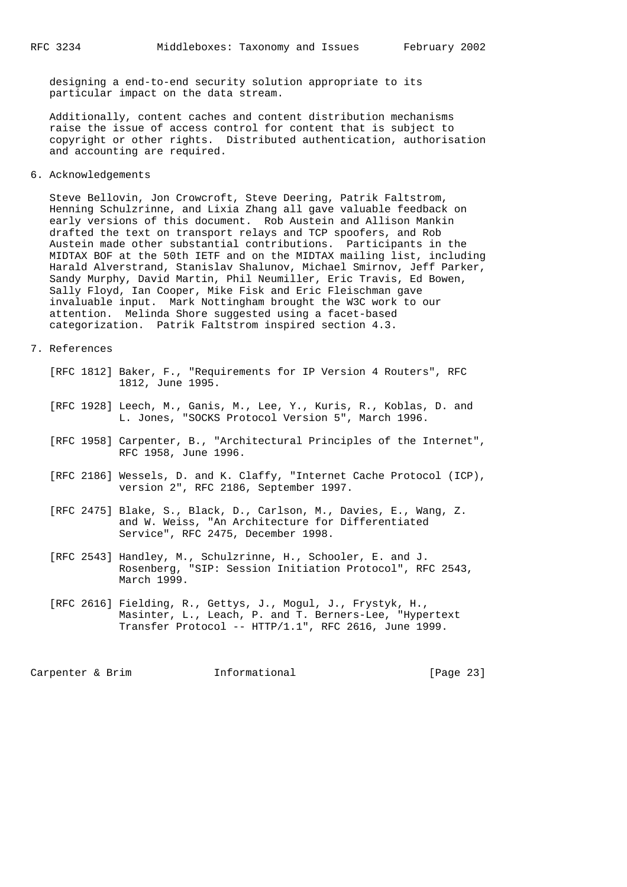designing a end-to-end security solution appropriate to its particular impact on the data stream.

Additionally, content caches and content distribution mechanisms raise the issue of access control for content that is subject to copyright or other rights. Distributed authentication, authorisation and accounting are required.

## 6. Acknowledgements

Steve Bellovin, Jon Crowcroft, Steve Deering, Patrik Faltstrom, Henning Schulzrinne, and Lixia Zhang all gave valuable feedback on early versions of this document. Rob Austein and Allison Mankin drafted the text on transport relays and TCP spoofers, and Rob Austein made other substantial contributions. Participants in the MIDTAX BOF at the 50th IETF and on the MIDTAX mailing list, including Harald Alverstrand, Stanislav Shalunov, Michael Smirnov, Jeff Parker, Sandy Murphy, David Martin, Phil Neumiller, Eric Travis, Ed Bowen, Sally Floyd, Ian Cooper, Mike Fisk and Eric Fleischman gave invaluable input. Mark Nottingham brought the W3C work to our attention. Melinda Shore suggested using a facet-based categorization. Patrik Faltstrom inspired section 4.3.

## 7. References

[RFC 1812] Baker, F., "Requirements for IP Version 4 Routers", RFC 1812, June 1995.

[RFC 1928] Leech, M., Ganis, M., Lee, Y., Kuris, R., Koblas, D. and L. Jones, "SOCKS Protocol Version 5", March 1996.

[RFC 1958] Carpenter, B., "Architectural Principles of the Internet", RFC 1958, June 1996.

[RFC 2186] Wessels, D. and K. Claffy, "Internet Cache Protocol (ICP), version 2", RFC 2186, September 1997.

[RFC 2475] Blake, S., Black, D., Carlson, M., Davies, E., Wang, Z. and W. Weiss, "An Architecture for Differentiated Service", RFC 2475, December 1998.

[RFC 2543] Handley, M., Schulzrinne, H., Schooler, E. and J. Rosenberg, "SIP: Session Initiation Protocol", RFC 2543, March 1999.

[RFC 2616] Fielding, R., Gettys, J., Mogul, J., Frystyk, H., Masinter, L., Leach, P. and T. Berners-Lee, "Hypertext Transfer Protocol -- HTTP/1.1", RFC 2616, June 1999.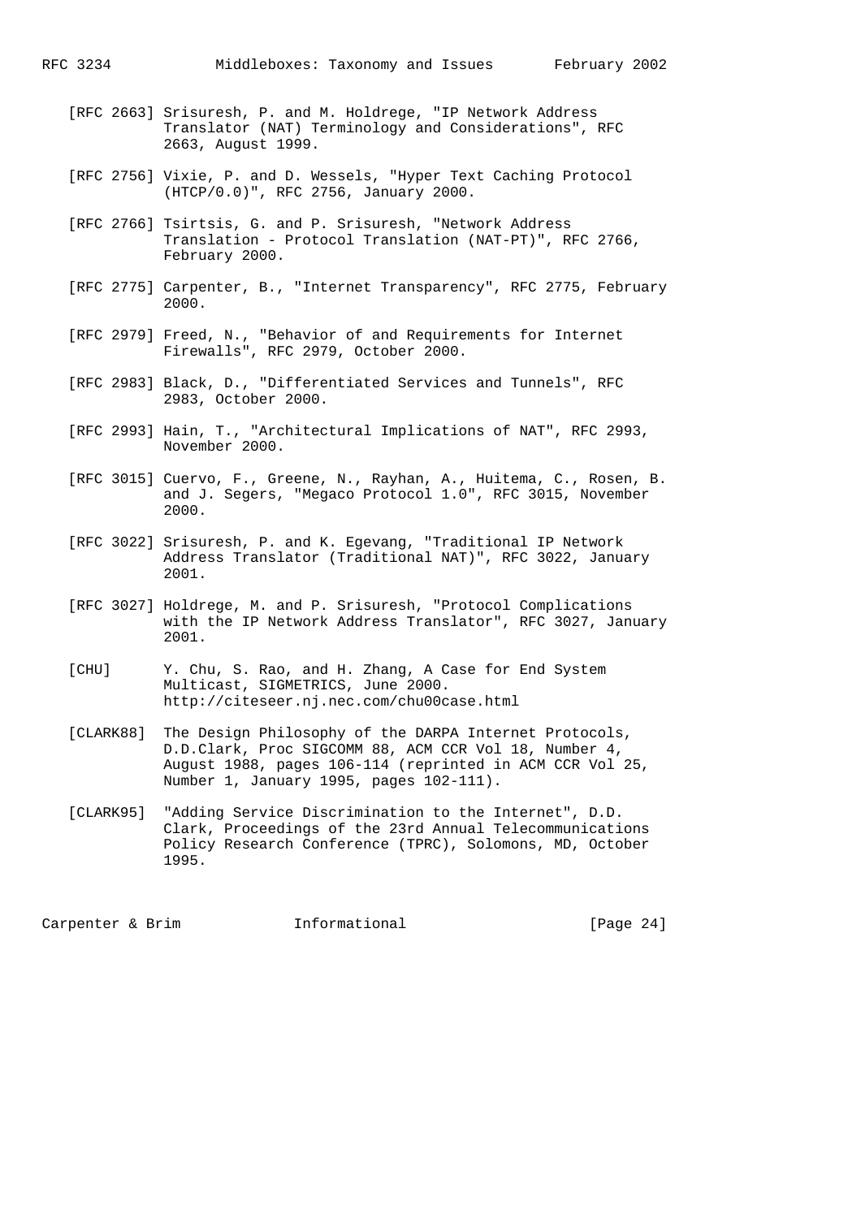[RFC 2663] Srisuresh, P. and M. Holdrege, "IP Network Address Translator (NAT) Terminology and Considerations", RFC 2663, August 1999.

[RFC 2756] Vixie, P. and D. Wessels, "Hyper Text Caching Protocol (HTCP/0.0)", RFC 2756, January 2000.

[RFC 2766] Tsirtsis, G. and P. Srisuresh, "Network Address Translation - Protocol Translation (NAT-PT)", RFC 2766, February 2000.

[RFC 2775] Carpenter, B., "Internet Transparency", RFC 2775, February 2000.

[RFC 2979] Freed, N., "Behavior of and Requirements for Internet Firewalls", RFC 2979, October 2000.

[RFC 2983] Black, D., "Differentiated Services and Tunnels", RFC 2983, October 2000.

[RFC 2993] Hain, T., "Architectural Implications of NAT", RFC 2993, November 2000.

[RFC 3015] Cuervo, F., Greene, N., Rayhan, A., Huitema, C., Rosen, B. and J. Segers, "Megaco Protocol 1.0", RFC 3015, November 2000.

[RFC 3022] Srisuresh, P. and K. Egevang, "Traditional IP Network Address Translator (Traditional NAT)", RFC 3022, January 2001.

[RFC 3027] Holdrege, M. and P. Srisuresh, "Protocol Complications with the IP Network Address Translator", RFC 3027, January 2001.

[CHU] Y. Chu, S. Rao, and H. Zhang, A Case for End System Multicast, SIGMETRICS, June 2000. http://citeseer.nj.nec.com/chu00case.html

[CLARK88] The Design Philosophy of the DARPA Internet Protocols, D.D.Clark, Proc SIGCOMM 88, ACM CCR Vol 18, Number 4, August 1988, pages 106-114 (reprinted in ACM CCR Vol 25, Number 1, January 1995, pages 102-111).

[CLARK95] "Adding Service Discrimination to the Internet", D.D. Clark, Proceedings of the 23rd Annual Telecommunications Policy Research Conference (TPRC), Solomons, MD, October 1995.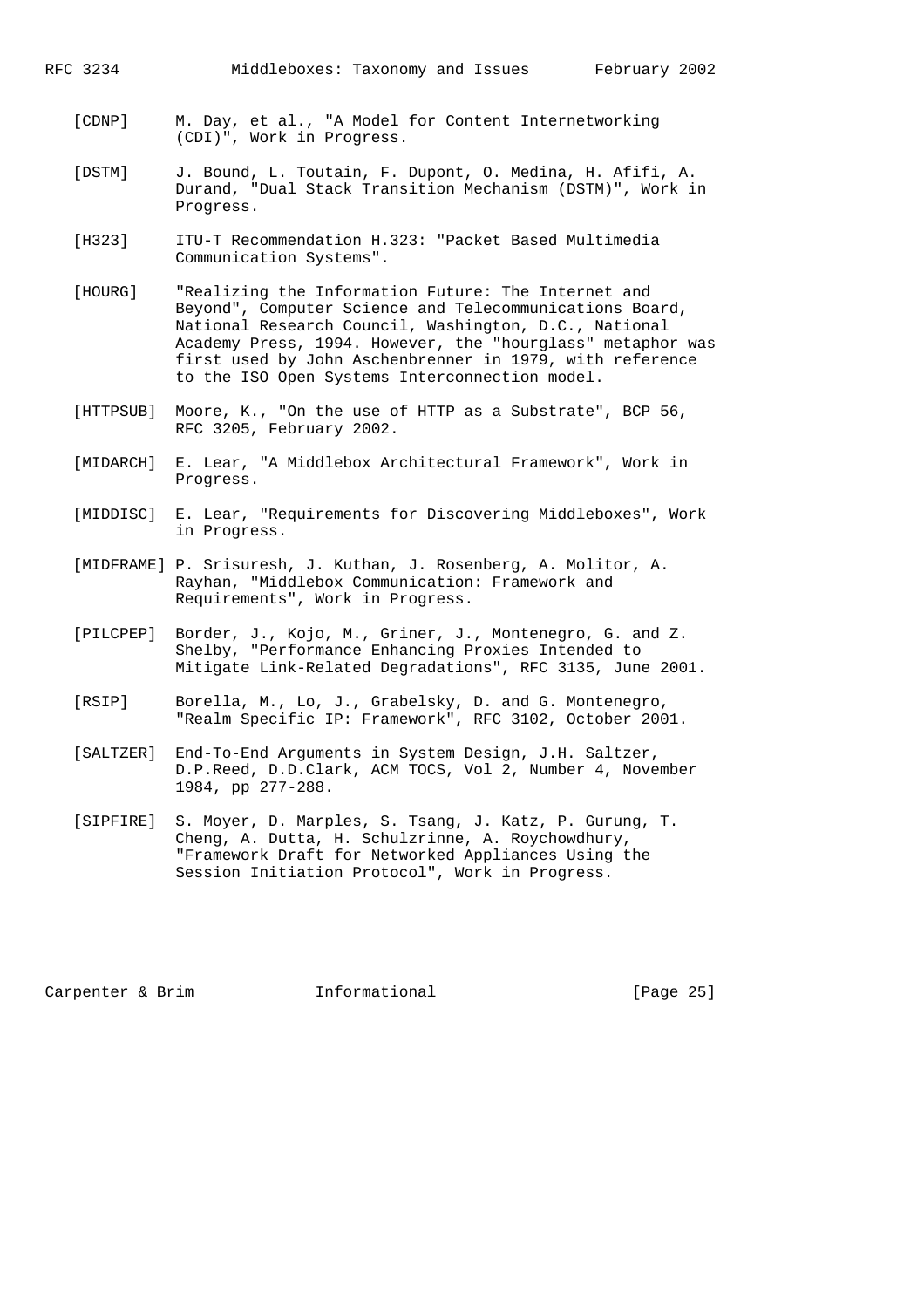[CDNP] M. Day, et al., "A Model for Content Internetworking (CDI)", Work in Progress.

[DSTM] J. Bound, L. Toutain, F. Dupont, O. Medina, H. Afifi, A. Durand, "Dual Stack Transition Mechanism (DSTM)", Work in Progress.

[H323] ITU-T Recommendation H.323: "Packet Based Multimedia Communication Systems".

[HOURG] "Realizing the Information Future: The Internet and Beyond", Computer Science and Telecommunications Board, National Research Council, Washington, D.C., National Academy Press, 1994. However, the "hourglass" metaphor was first used by John Aschenbrenner in 1979, with reference to the ISO Open Systems Interconnection model.

[HTTPSUB] Moore, K., "On the use of HTTP as a Substrate", BCP 56, RFC 3205, February 2002.

[MIDARCH] E. Lear, "A Middlebox Architectural Framework", Work in Progress.

[MIDDISC] E. Lear, "Requirements for Discovering Middleboxes", Work in Progress.

[MIDFRAME] P. Srisuresh, J. Kuthan, J. Rosenberg, A. Molitor, A. Rayhan, "Middlebox Communication: Framework and Requirements", Work in Progress.

[PILCPEP] Border, J., Kojo, M., Griner, J., Montenegro, G. and Z. Shelby, "Performance Enhancing Proxies Intended to Mitigate Link-Related Degradations", RFC 3135, June 2001.

[RSIP] Borella, M., Lo, J., Grabelsky, D. and G. Montenegro, "Realm Specific IP: Framework", RFC 3102, October 2001.

[SALTZER] End-To-End Arguments in System Design, J.H. Saltzer, D.P.Reed, D.D.Clark, ACM TOCS, Vol 2, Number 4, November 1984, pp 277-288.

[SIPFIRE] S. Moyer, D. Marples, S. Tsang, J. Katz, P. Gurung, T. Cheng, A. Dutta, H. Schulzrinne, A. Roychowdhury, "Framework Draft for Networked Appliances Using the Session Initiation Protocol", Work in Progress.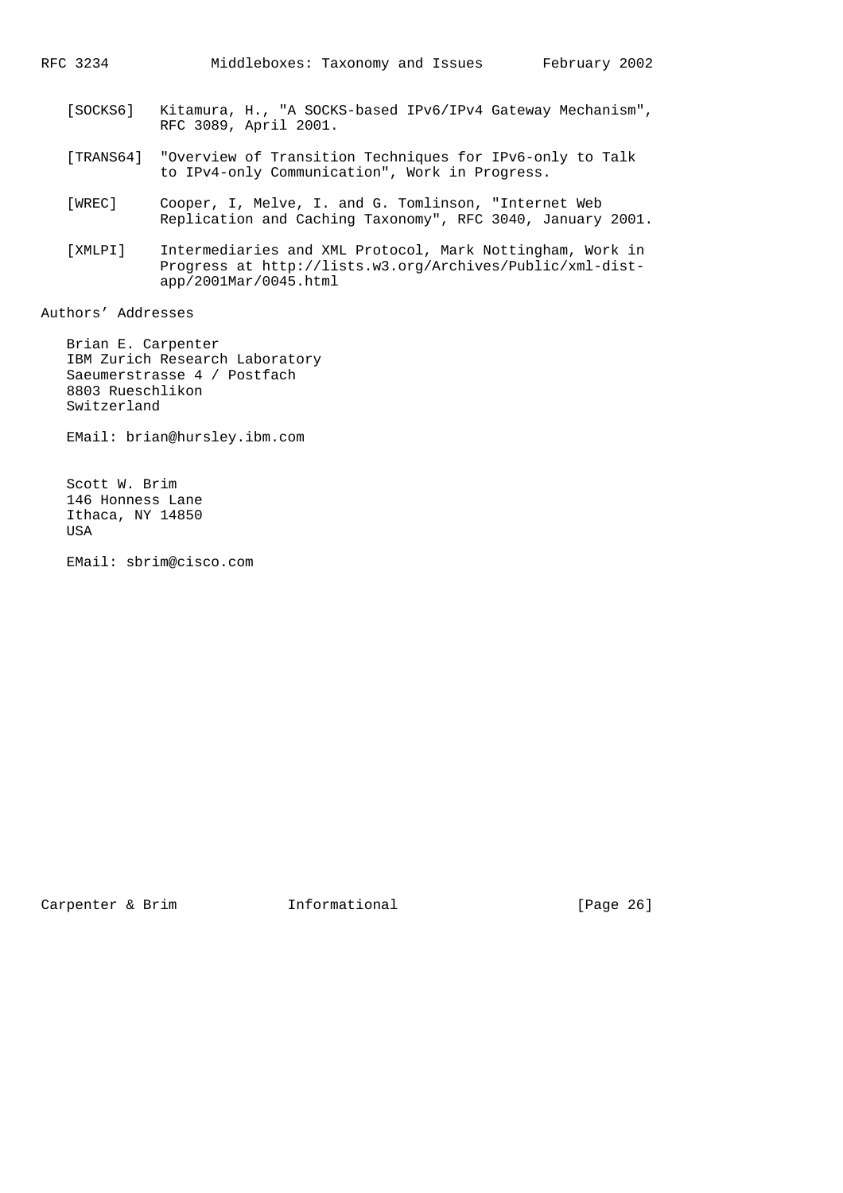[SOCKS6] Kitamura, H., "A SOCKS-based IPv6/IPv4 Gateway Mechanism", RFC 3089, April 2001.

[TRANS64] "Overview of Transition Techniques for IPv6-only to Talk to IPv4-only Communication", Work in Progress.

[WREC] Cooper, I, Melve, I. and G. Tomlinson, "Internet Web Replication and Caching Taxonomy", RFC 3040, January 2001.

[XMLPI] Intermediaries and XML Protocol, Mark Nottingham, Work in Progress at http://lists.w3.org/Archives/Public/xml-dist-app/2001Mar/0045.html

## Authors' Addresses

Brian E. Carpenter
IBM Zurich Research Laboratory
Saeumerstrasse 4 / Postfach
8803 Rueschlikon
Switzerland

EMail: brian@hursley.ibm.com

Scott W. Brim
146 Honness Lane
Ithaca, NY 14850
USA

EMail: sbrim@cisco.com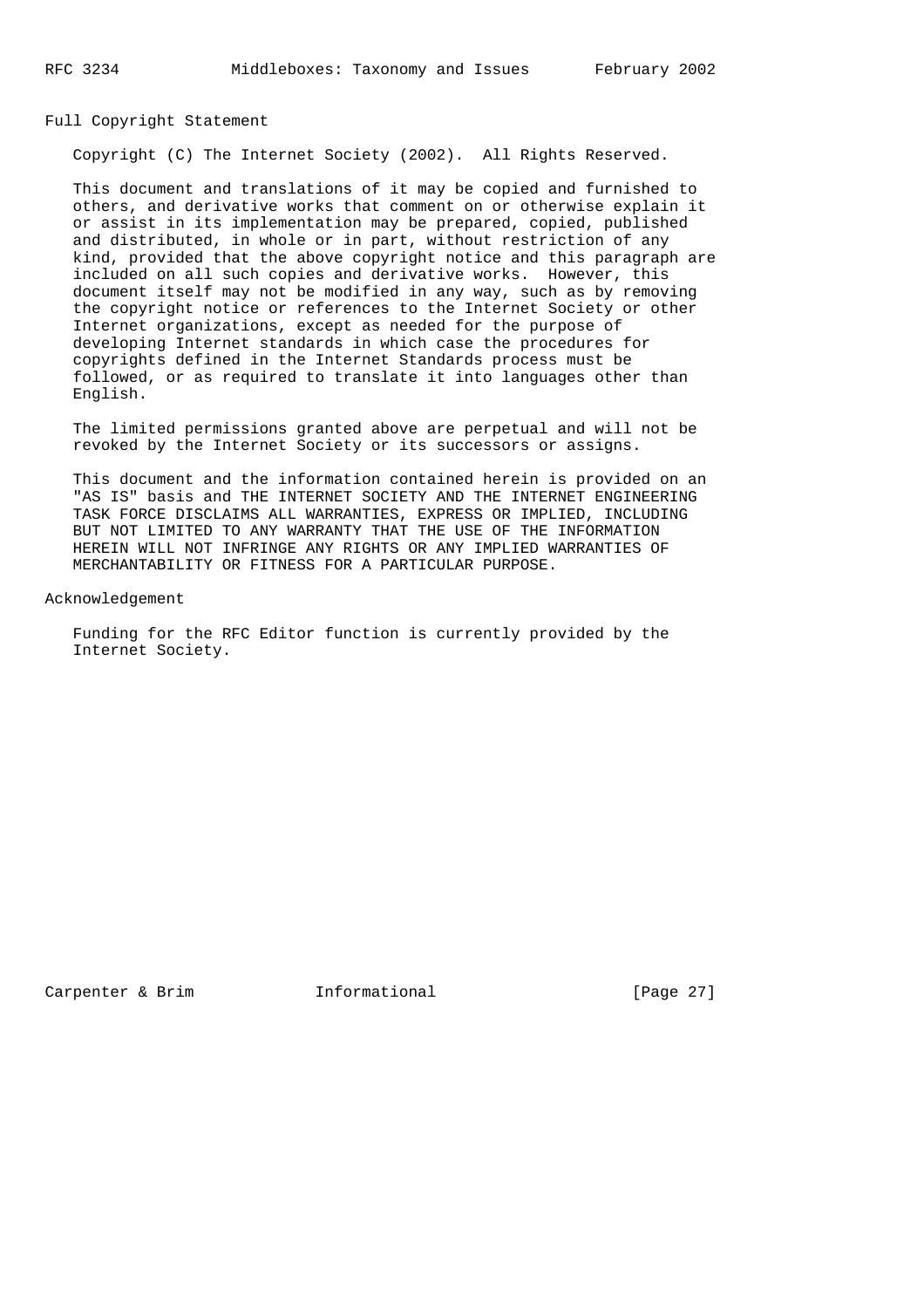## Full Copyright Statement

Copyright (C) The Internet Society (2002). All Rights Reserved.

This document and translations of it may be copied and furnished to others, and derivative works that comment on or otherwise explain it or assist in its implementation may be prepared, copied, published and distributed, in whole or in part, without restriction of any kind, provided that the above copyright notice and this paragraph are included on all such copies and derivative works. However, this document itself may not be modified in any way, such as by removing the copyright notice or references to the Internet Society or other Internet organizations, except as needed for the purpose of developing Internet standards in which case the procedures for copyrights defined in the Internet Standards process must be followed, or as required to translate it into languages other than English.

The limited permissions granted above are perpetual and will not be revoked by the Internet Society or its successors or assigns.

This document and the information contained herein is provided on an "AS IS" basis and THE INTERNET SOCIETY AND THE INTERNET ENGINEERING TASK FORCE DISCLAIMS ALL WARRANTIES, EXPRESS OR IMPLIED, INCLUDING BUT NOT LIMITED TO ANY WARRANTY THAT THE USE OF THE INFORMATION HEREIN WILL NOT INFRINGE ANY RIGHTS OR ANY IMPLIED WARRANTIES OF MERCHANTABILITY OR FITNESS FOR A PARTICULAR PURPOSE.

## Acknowledgement

Funding for the RFC Editor function is currently provided by the Internet Society.